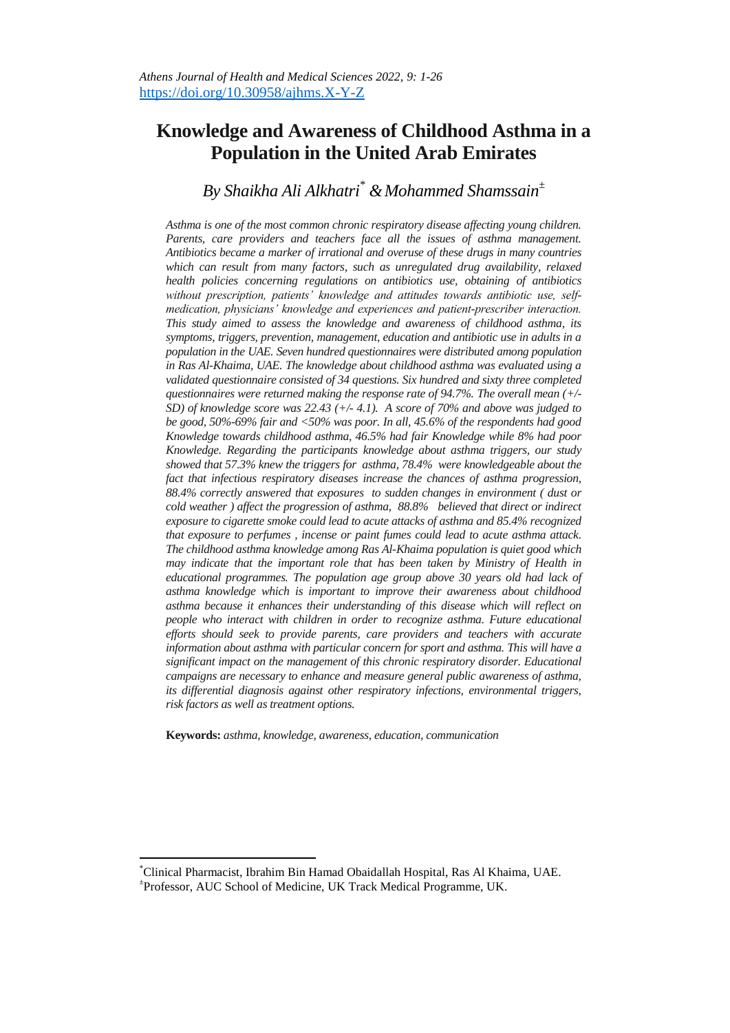# Knowledge and Awareness of Childhood Asthma in a Population in the United Arab Emirates

*By Shaikha Ali Alkhatri[*] & Mohammed Shamssain[±]*

*Asthma is one of the most common chronic respiratory disease affecting young children. Parents, care providers and teachers face all the issues of asthma management. Antibiotics became a marker of irrational and overuse of these drugs in many countries which can result from many factors, such as unregulated drug availability, relaxed health policies concerning regulations on antibiotics use, obtaining of antibiotics without prescription, patients' knowledge and attitudes towards antibiotic use, self-medication, physicians' knowledge and experiences and patient-prescriber interaction. This study aimed to assess the knowledge and awareness of childhood asthma, its symptoms, triggers, prevention, management, education and antibiotic use in adults in a population in the UAE. Seven hundred questionnaires were distributed among population in Ras Al-Khaima, UAE. The knowledge about childhood asthma was evaluated using a validated questionnaire consisted of 34 questions. Six hundred and sixty three completed questionnaires were returned making the response rate of 94.7%. The overall mean (+/- SD) of knowledge score was 22.43 (+/- 4.1). A score of 70% and above was judged to be good, 50%-69% fair and <50% was poor. In all, 45.6% of the respondents had good Knowledge towards childhood asthma, 46.5% had fair Knowledge while 8% had poor Knowledge. Regarding the participants knowledge about asthma triggers, our study showed that 57.3% knew the triggers for asthma, 78.4% were knowledgeable about the fact that infectious respiratory diseases increase the chances of asthma progression, 88.4% correctly answered that exposures to sudden changes in environment ( dust or cold weather ) affect the progression of asthma, 88.8% believed that direct or indirect exposure to cigarette smoke could lead to acute attacks of asthma and 85.4% recognized that exposure to perfumes , incense or paint fumes could lead to acute asthma attack. The childhood asthma knowledge among Ras Al-Khaima population is quiet good which may indicate that the important role that has been taken by Ministry of Health in educational programmes. The population age group above 30 years old had lack of asthma knowledge which is important to improve their awareness about childhood asthma because it enhances their understanding of this disease which will reflect on people who interact with children in order to recognize asthma. Future educational efforts should seek to provide parents, care providers and teachers with accurate information about asthma with particular concern for sport and asthma. This will have a significant impact on the management of this chronic respiratory disorder. Educational campaigns are necessary to enhance and measure general public awareness of asthma, its differential diagnosis against other respiratory infections, environmental triggers, risk factors as well as treatment options.*

**Keywords:** *asthma, knowledge, awareness, education, communication*

---

[*] Clinical Pharmacist, Ibrahim Bin Hamad Obaidallah Hospital, Ras Al Khaima, UAE.

[±] Professor, AUC School of Medicine, UK Track Medical Programme, UK.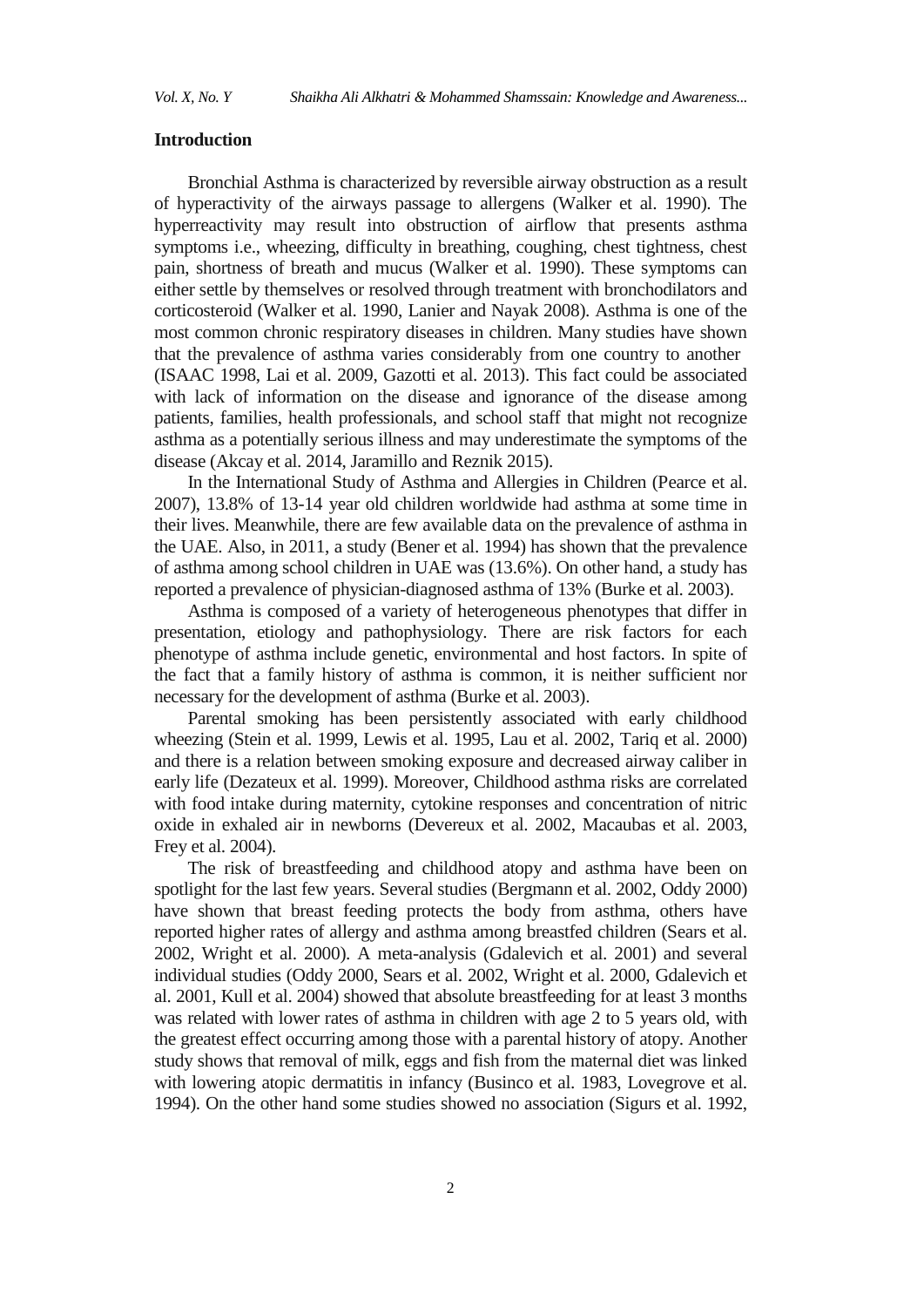## Introduction

Bronchial Asthma is characterized by reversible airway obstruction as a result of hyperactivity of the airways passage to allergens (Walker et al. 1990). The hyperreactivity may result into obstruction of airflow that presents asthma symptoms i.e., wheezing, difficulty in breathing, coughing, chest tightness, chest pain, shortness of breath and mucus (Walker et al. 1990). These symptoms can either settle by themselves or resolved through treatment with bronchodilators and corticosteroid (Walker et al. 1990, Lanier and Nayak 2008). Asthma is one of the most common chronic respiratory diseases in children. Many studies have shown that the prevalence of asthma varies considerably from one country to another (ISAAC 1998, Lai et al. 2009, Gazotti et al. 2013). This fact could be associated with lack of information on the disease and ignorance of the disease among patients, families, health professionals, and school staff that might not recognize asthma as a potentially serious illness and may underestimate the symptoms of the disease (Akcay et al. 2014, Jaramillo and Reznik 2015).

In the International Study of Asthma and Allergies in Children (Pearce et al. 2007), 13.8% of 13-14 year old children worldwide had asthma at some time in their lives. Meanwhile, there are few available data on the prevalence of asthma in the UAE. Also, in 2011, a study (Bener et al. 1994) has shown that the prevalence of asthma among school children in UAE was (13.6%). On other hand, a study has reported a prevalence of physician-diagnosed asthma of 13% (Burke et al. 2003).

Asthma is composed of a variety of heterogeneous phenotypes that differ in presentation, etiology and pathophysiology. There are risk factors for each phenotype of asthma include genetic, environmental and host factors. In spite of the fact that a family history of asthma is common, it is neither sufficient nor necessary for the development of asthma (Burke et al. 2003).

Parental smoking has been persistently associated with early childhood wheezing (Stein et al. 1999, Lewis et al. 1995, Lau et al. 2002, Tariq et al. 2000) and there is a relation between smoking exposure and decreased airway caliber in early life (Dezateux et al. 1999). Moreover, Childhood asthma risks are correlated with food intake during maternity, cytokine responses and concentration of nitric oxide in exhaled air in newborns (Devereux et al. 2002, Macaubas et al. 2003, Frey et al. 2004).

The risk of breastfeeding and childhood atopy and asthma have been on spotlight for the last few years. Several studies (Bergmann et al. 2002, Oddy 2000) have shown that breast feeding protects the body from asthma, others have reported higher rates of allergy and asthma among breastfed children (Sears et al. 2002, Wright et al. 2000). A meta-analysis (Gdalevich et al. 2001) and several individual studies (Oddy 2000, Sears et al. 2002, Wright et al. 2000, Gdalevich et al. 2001, Kull et al. 2004) showed that absolute breastfeeding for at least 3 months was related with lower rates of asthma in children with age 2 to 5 years old, with the greatest effect occurring among those with a parental history of atopy. Another study shows that removal of milk, eggs and fish from the maternal diet was linked with lowering atopic dermatitis in infancy (Businco et al. 1983, Lovegrove et al. 1994). On the other hand some studies showed no association (Sigurs et al. 1992,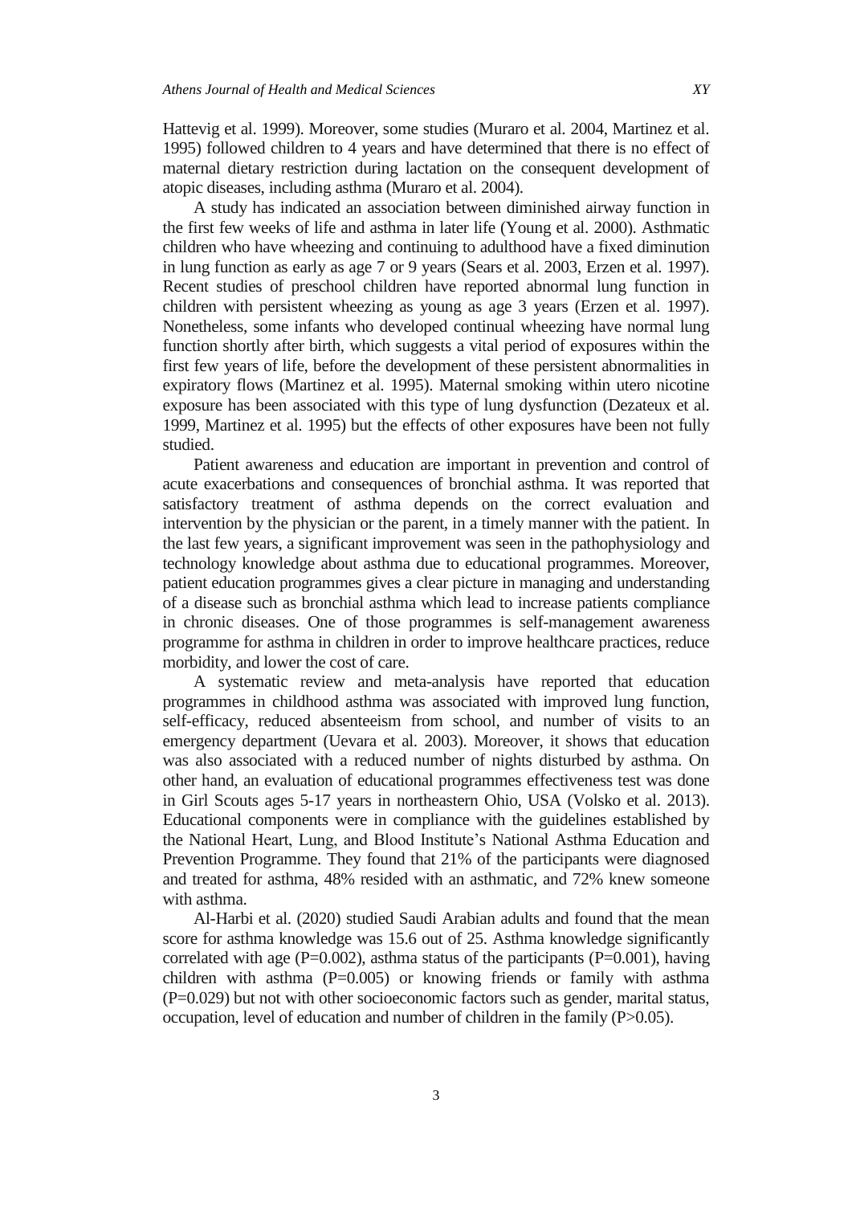Hattevig et al. 1999). Moreover, some studies (Muraro et al. 2004, Martinez et al. 1995) followed children to 4 years and have determined that there is no effect of maternal dietary restriction during lactation on the consequent development of atopic diseases, including asthma (Muraro et al. 2004).

A study has indicated an association between diminished airway function in the first few weeks of life and asthma in later life (Young et al. 2000). Asthmatic children who have wheezing and continuing to adulthood have a fixed diminution in lung function as early as age 7 or 9 years (Sears et al. 2003, Erzen et al. 1997). Recent studies of preschool children have reported abnormal lung function in children with persistent wheezing as young as age 3 years (Erzen et al. 1997). Nonetheless, some infants who developed continual wheezing have normal lung function shortly after birth, which suggests a vital period of exposures within the first few years of life, before the development of these persistent abnormalities in expiratory flows (Martinez et al. 1995). Maternal smoking within utero nicotine exposure has been associated with this type of lung dysfunction (Dezateux et al. 1999, Martinez et al. 1995) but the effects of other exposures have been not fully studied.

Patient awareness and education are important in prevention and control of acute exacerbations and consequences of bronchial asthma. It was reported that satisfactory treatment of asthma depends on the correct evaluation and intervention by the physician or the parent, in a timely manner with the patient. In the last few years, a significant improvement was seen in the pathophysiology and technology knowledge about asthma due to educational programmes. Moreover, patient education programmes gives a clear picture in managing and understanding of a disease such as bronchial asthma which lead to increase patients compliance in chronic diseases. One of those programmes is self-management awareness programme for asthma in children in order to improve healthcare practices, reduce morbidity, and lower the cost of care.

A systematic review and meta-analysis have reported that education programmes in childhood asthma was associated with improved lung function, self-efficacy, reduced absenteeism from school, and number of visits to an emergency department (Uevara et al. 2003). Moreover, it shows that education was also associated with a reduced number of nights disturbed by asthma. On other hand, an evaluation of educational programmes effectiveness test was done in Girl Scouts ages 5-17 years in northeastern Ohio, USA (Volsko et al. 2013). Educational components were in compliance with the guidelines established by the National Heart, Lung, and Blood Institute's National Asthma Education and Prevention Programme. They found that 21% of the participants were diagnosed and treated for asthma, 48% resided with an asthmatic, and 72% knew someone with asthma.

Al-Harbi et al. (2020) studied Saudi Arabian adults and found that the mean score for asthma knowledge was 15.6 out of 25. Asthma knowledge significantly correlated with age ($P=0.002$), asthma status of the participants ($P=0.001$), having children with asthma ($P=0.005$) or knowing friends or family with asthma ($P=0.029$) but not with other socioeconomic factors such as gender, marital status, occupation, level of education and number of children in the family ($P>0.05$).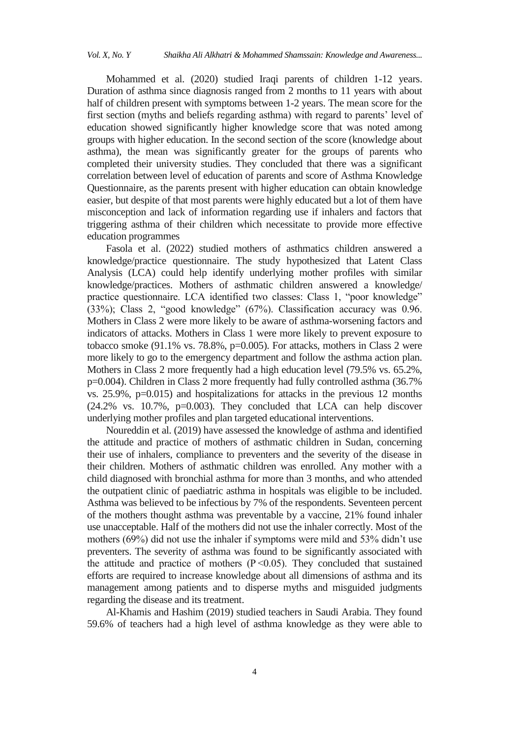Mohammed et al. (2020) studied Iraqi parents of children 1-12 years. Duration of asthma since diagnosis ranged from 2 months to 11 years with about half of children present with symptoms between 1-2 years. The mean score for the first section (myths and beliefs regarding asthma) with regard to parents' level of education showed significantly higher knowledge score that was noted among groups with higher education. In the second section of the score (knowledge about asthma), the mean was significantly greater for the groups of parents who completed their university studies. They concluded that there was a significant correlation between level of education of parents and score of Asthma Knowledge Questionnaire, as the parents present with higher education can obtain knowledge easier, but despite of that most parents were highly educated but a lot of them have misconception and lack of information regarding use if inhalers and factors that triggering asthma of their children which necessitate to provide more effective education programmes

Fasola et al. (2022) studied mothers of asthmatics children answered a knowledge/practice questionnaire. The study hypothesized that Latent Class Analysis (LCA) could help identify underlying mother profiles with similar knowledge/practices. Mothers of asthmatic children answered a knowledge/ practice questionnaire. LCA identified two classes: Class 1, "poor knowledge" (33%); Class 2, "good knowledge" (67%). Classification accuracy was 0.96. Mothers in Class 2 were more likely to be aware of asthma-worsening factors and indicators of attacks. Mothers in Class 1 were more likely to prevent exposure to tobacco smoke (91.1% vs. 78.8%, $p=0.005$). For attacks, mothers in Class 2 were more likely to go to the emergency department and follow the asthma action plan. Mothers in Class 2 more frequently had a high education level (79.5% vs. 65.2%, $p=0.004$). Children in Class 2 more frequently had fully controlled asthma (36.7% vs. 25.9%, $p=0.015$) and hospitalizations for attacks in the previous 12 months (24.2% vs. 10.7%, $p=0.003$). They concluded that LCA can help discover underlying mother profiles and plan targeted educational interventions.

Noureddin et al. (2019) have assessed the knowledge of asthma and identified the attitude and practice of mothers of asthmatic children in Sudan, concerning their use of inhalers, compliance to preventers and the severity of the disease in their children. Mothers of asthmatic children was enrolled. Any mother with a child diagnosed with bronchial asthma for more than 3 months, and who attended the outpatient clinic of paediatric asthma in hospitals was eligible to be included. Asthma was believed to be infectious by 7% of the respondents. Seventeen percent of the mothers thought asthma was preventable by a vaccine, 21% found inhaler use unacceptable. Half of the mothers did not use the inhaler correctly. Most of the mothers (69%) did not use the inhaler if symptoms were mild and 53% didn't use preventers. The severity of asthma was found to be significantly associated with the attitude and practice of mothers ($P<0.05$). They concluded that sustained efforts are required to increase knowledge about all dimensions of asthma and its management among patients and to disperse myths and misguided judgments regarding the disease and its treatment.

Al-Khamis and Hashim (2019) studied teachers in Saudi Arabia. They found 59.6% of teachers had a high level of asthma knowledge as they were able to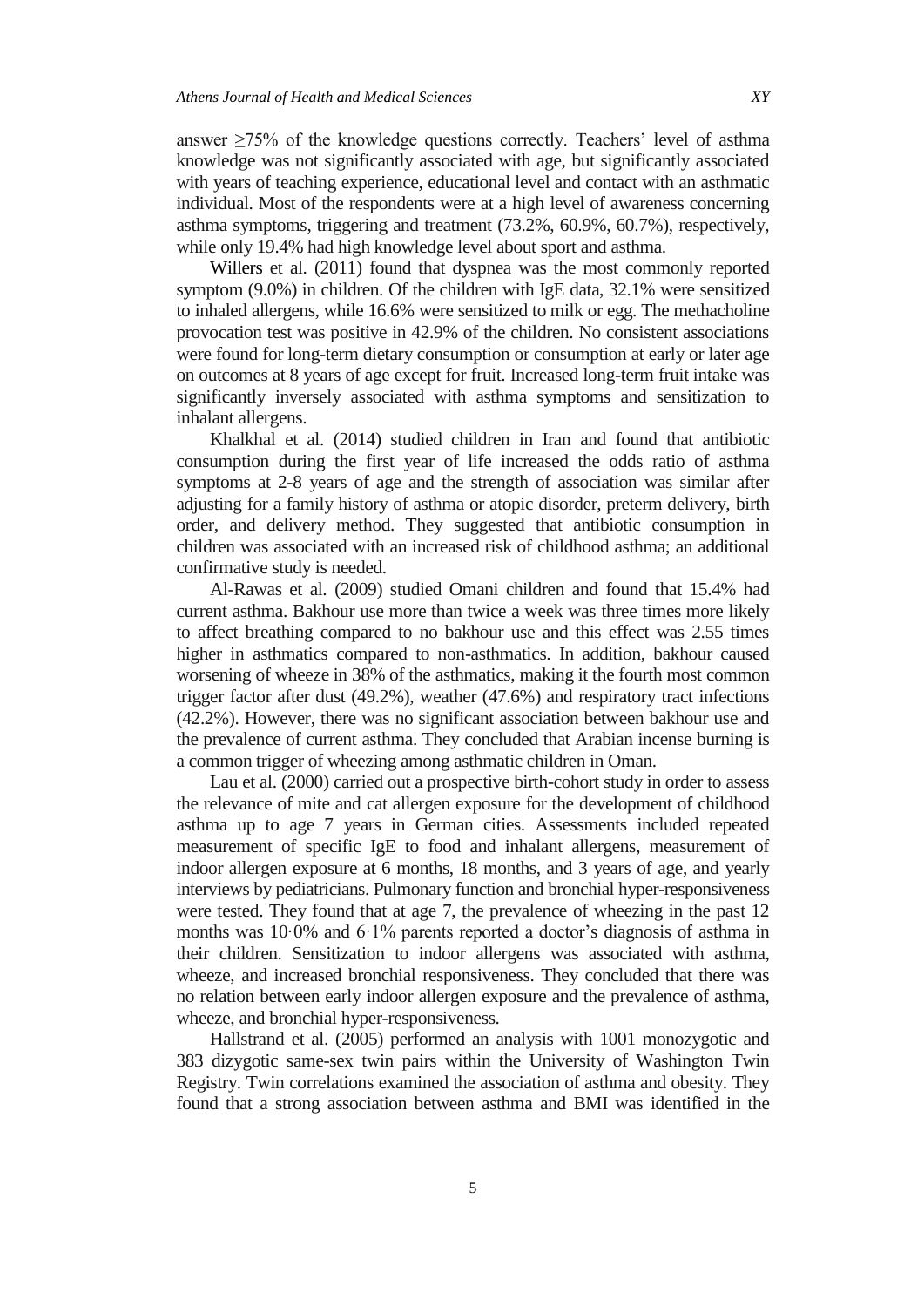answer ≥75% of the knowledge questions correctly. Teachers' level of asthma knowledge was not significantly associated with age, but significantly associated with years of teaching experience, educational level and contact with an asthmatic individual. Most of the respondents were at a high level of awareness concerning asthma symptoms, triggering and treatment (73.2%, 60.9%, 60.7%), respectively, while only 19.4% had high knowledge level about sport and asthma.

Willers et al. (2011) found that dyspnea was the most commonly reported symptom (9.0%) in children. Of the children with IgE data, 32.1% were sensitized to inhaled allergens, while 16.6% were sensitized to milk or egg. The methacholine provocation test was positive in 42.9% of the children. No consistent associations were found for long-term dietary consumption or consumption at early or later age on outcomes at 8 years of age except for fruit. Increased long-term fruit intake was significantly inversely associated with asthma symptoms and sensitization to inhalant allergens.

Khalkhal et al. (2014) studied children in Iran and found that antibiotic consumption during the first year of life increased the odds ratio of asthma symptoms at 2-8 years of age and the strength of association was similar after adjusting for a family history of asthma or atopic disorder, preterm delivery, birth order, and delivery method. They suggested that antibiotic consumption in children was associated with an increased risk of childhood asthma; an additional confirmative study is needed.

Al-Rawas et al. (2009) studied Omani children and found that 15.4% had current asthma. Bakhour use more than twice a week was three times more likely to affect breathing compared to no bakhour use and this effect was 2.55 times higher in asthmatics compared to non-asthmatics. In addition, bakhour caused worsening of wheeze in 38% of the asthmatics, making it the fourth most common trigger factor after dust (49.2%), weather (47.6%) and respiratory tract infections (42.2%). However, there was no significant association between bakhour use and the prevalence of current asthma. They concluded that Arabian incense burning is a common trigger of wheezing among asthmatic children in Oman.

Lau et al. (2000) carried out a prospective birth-cohort study in order to assess the relevance of mite and cat allergen exposure for the development of childhood asthma up to age 7 years in German cities. Assessments included repeated measurement of specific IgE to food and inhalant allergens, measurement of indoor allergen exposure at 6 months, 18 months, and 3 years of age, and yearly interviews by pediatricians. Pulmonary function and bronchial hyper-responsiveness were tested. They found that at age 7, the prevalence of wheezing in the past 12 months was 10·0% and 6·1% parents reported a doctor's diagnosis of asthma in their children. Sensitization to indoor allergens was associated with asthma, wheeze, and increased bronchial responsiveness. They concluded that there was no relation between early indoor allergen exposure and the prevalence of asthma, wheeze, and bronchial hyper-responsiveness.

Hallstrand et al. (2005) performed an analysis with 1001 monozygotic and 383 dizygotic same-sex twin pairs within the University of Washington Twin Registry. Twin correlations examined the association of asthma and obesity. They found that a strong association between asthma and BMI was identified in the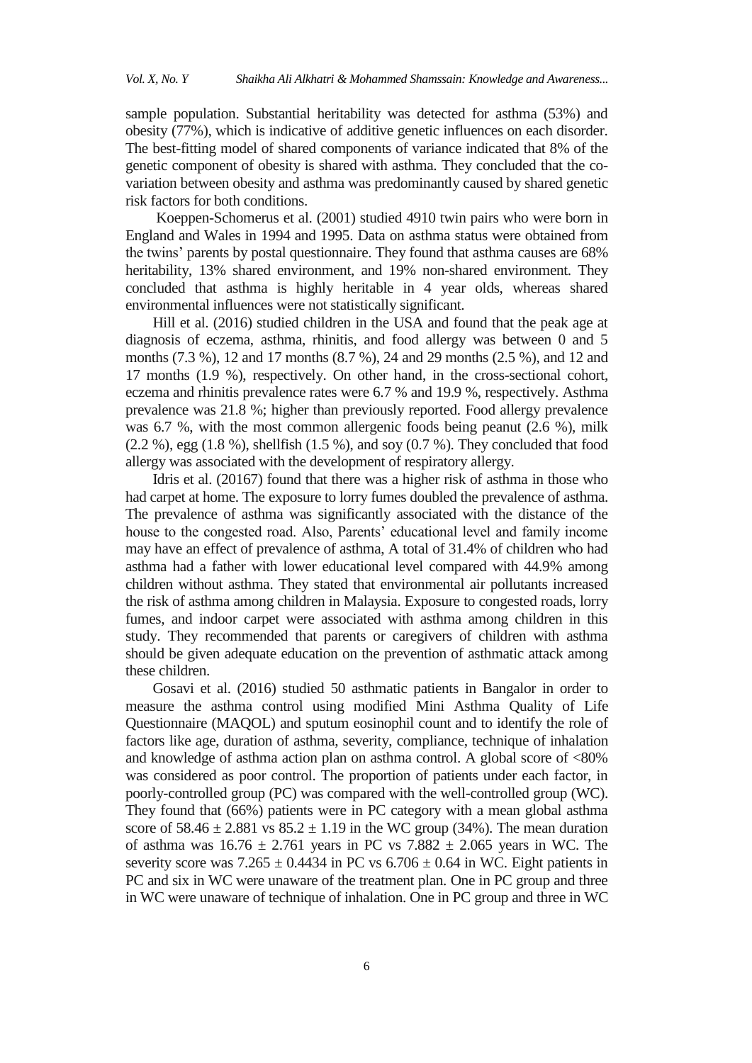sample population. Substantial heritability was detected for asthma (53%) and obesity (77%), which is indicative of additive genetic influences on each disorder. The best-fitting model of shared components of variance indicated that 8% of the genetic component of obesity is shared with asthma. They concluded that the co-variation between obesity and asthma was predominantly caused by shared genetic risk factors for both conditions.

Koeppen-Schomerus et al. (2001) studied 4910 twin pairs who were born in England and Wales in 1994 and 1995. Data on asthma status were obtained from the twins' parents by postal questionnaire. They found that asthma causes are 68% heritability, 13% shared environment, and 19% non-shared environment. They concluded that asthma is highly heritable in 4 year olds, whereas shared environmental influences were not statistically significant.

Hill et al. (2016) studied children in the USA and found that the peak age at diagnosis of eczema, asthma, rhinitis, and food allergy was between 0 and 5 months (7.3 %), 12 and 17 months (8.7 %), 24 and 29 months (2.5 %), and 12 and 17 months (1.9 %), respectively. On other hand, in the cross-sectional cohort, eczema and rhinitis prevalence rates were 6.7 % and 19.9 %, respectively. Asthma prevalence was 21.8 %; higher than previously reported. Food allergy prevalence was 6.7 %, with the most common allergenic foods being peanut (2.6 %), milk (2.2 %), egg (1.8 %), shellfish (1.5 %), and soy (0.7 %). They concluded that food allergy was associated with the development of respiratory allergy.

Idris et al. (20167) found that there was a higher risk of asthma in those who had carpet at home. The exposure to lorry fumes doubled the prevalence of asthma. The prevalence of asthma was significantly associated with the distance of the house to the congested road. Also, Parents' educational level and family income may have an effect of prevalence of asthma, A total of 31.4% of children who had asthma had a father with lower educational level compared with 44.9% among children without asthma. They stated that environmental air pollutants increased the risk of asthma among children in Malaysia. Exposure to congested roads, lorry fumes, and indoor carpet were associated with asthma among children in this study. They recommended that parents or caregivers of children with asthma should be given adequate education on the prevention of asthmatic attack among these children.

Gosavi et al. (2016) studied 50 asthmatic patients in Bangalor in order to measure the asthma control using modified Mini Asthma Quality of Life Questionnaire (MAQOL) and sputum eosinophil count and to identify the role of factors like age, duration of asthma, severity, compliance, technique of inhalation and knowledge of asthma action plan on asthma control. A global score of <80% was considered as poor control. The proportion of patients under each factor, in poorly-controlled group (PC) was compared with the well-controlled group (WC). They found that (66%) patients were in PC category with a mean global asthma score of $58.46 \pm 2.881$ vs $85.2 \pm 1.19$ in the WC group (34%). The mean duration of asthma was $16.76 \pm 2.761$ years in PC vs $7.882 \pm 2.065$ years in WC. The severity score was $7.265 \pm 0.4434$ in PC vs $6.706 \pm 0.64$ in WC. Eight patients in PC and six in WC were unaware of the treatment plan. One in PC group and three in WC were unaware of technique of inhalation. One in PC group and three in WC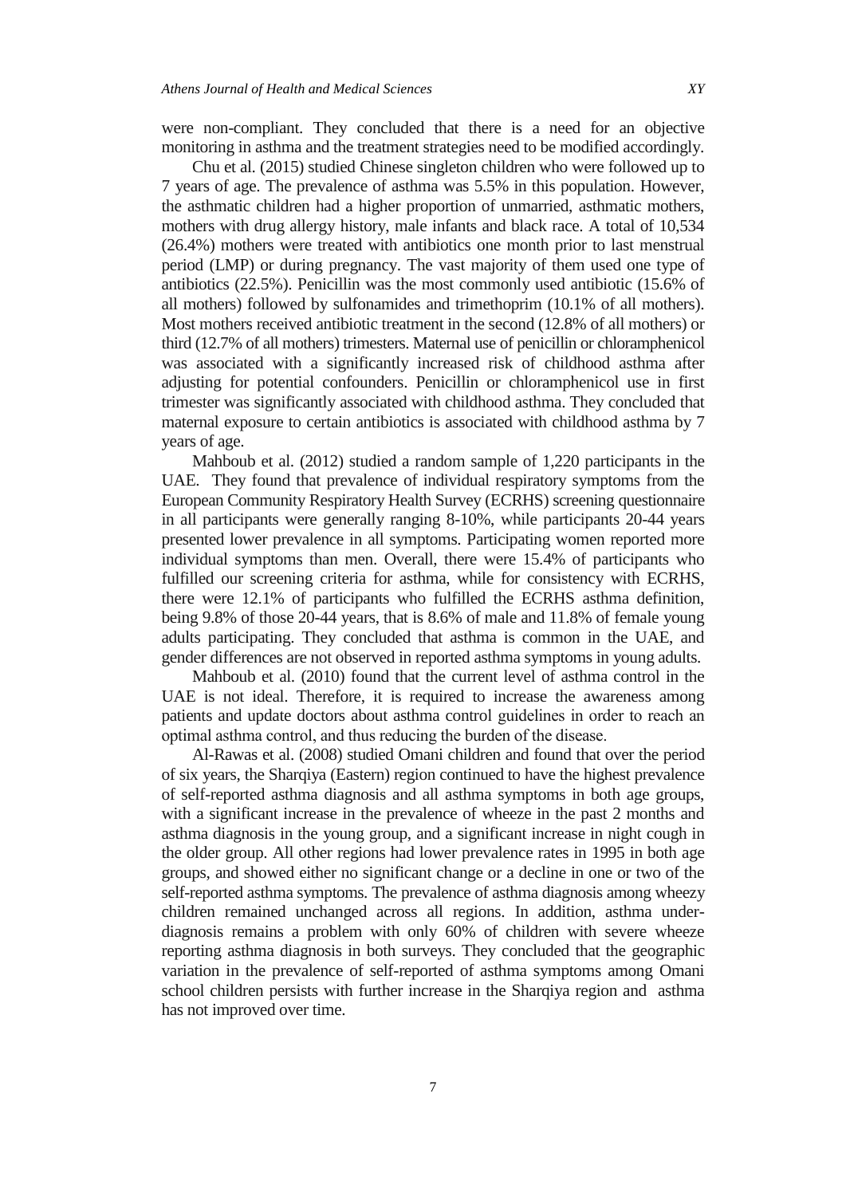were non-compliant. They concluded that there is a need for an objective monitoring in asthma and the treatment strategies need to be modified accordingly.

Chu et al. (2015) studied Chinese singleton children who were followed up to 7 years of age. The prevalence of asthma was 5.5% in this population. However, the asthmatic children had a higher proportion of unmarried, asthmatic mothers, mothers with drug allergy history, male infants and black race. A total of 10,534 (26.4%) mothers were treated with antibiotics one month prior to last menstrual period (LMP) or during pregnancy. The vast majority of them used one type of antibiotics (22.5%). Penicillin was the most commonly used antibiotic (15.6% of all mothers) followed by sulfonamides and trimethoprim (10.1% of all mothers). Most mothers received antibiotic treatment in the second (12.8% of all mothers) or third (12.7% of all mothers) trimesters. Maternal use of penicillin or chloramphenicol was associated with a significantly increased risk of childhood asthma after adjusting for potential confounders. Penicillin or chloramphenicol use in first trimester was significantly associated with childhood asthma. They concluded that maternal exposure to certain antibiotics is associated with childhood asthma by 7 years of age.

Mahboub et al. (2012) studied a random sample of 1,220 participants in the UAE. They found that prevalence of individual respiratory symptoms from the European Community Respiratory Health Survey (ECRHS) screening questionnaire in all participants were generally ranging 8-10%, while participants 20-44 years presented lower prevalence in all symptoms. Participating women reported more individual symptoms than men. Overall, there were 15.4% of participants who fulfilled our screening criteria for asthma, while for consistency with ECRHS, there were 12.1% of participants who fulfilled the ECRHS asthma definition, being 9.8% of those 20-44 years, that is 8.6% of male and 11.8% of female young adults participating. They concluded that asthma is common in the UAE, and gender differences are not observed in reported asthma symptoms in young adults.

Mahboub et al. (2010) found that the current level of asthma control in the UAE is not ideal. Therefore, it is required to increase the awareness among patients and update doctors about asthma control guidelines in order to reach an optimal asthma control, and thus reducing the burden of the disease.

Al-Rawas et al. (2008) studied Omani children and found that over the period of six years, the Sharqiya (Eastern) region continued to have the highest prevalence of self-reported asthma diagnosis and all asthma symptoms in both age groups, with a significant increase in the prevalence of wheeze in the past 2 months and asthma diagnosis in the young group, and a significant increase in night cough in the older group. All other regions had lower prevalence rates in 1995 in both age groups, and showed either no significant change or a decline in one or two of the self-reported asthma symptoms. The prevalence of asthma diagnosis among wheezy children remained unchanged across all regions. In addition, asthma under-diagnosis remains a problem with only 60% of children with severe wheeze reporting asthma diagnosis in both surveys. They concluded that the geographic variation in the prevalence of self-reported of asthma symptoms among Omani school children persists with further increase in the Sharqiya region and asthma has not improved over time.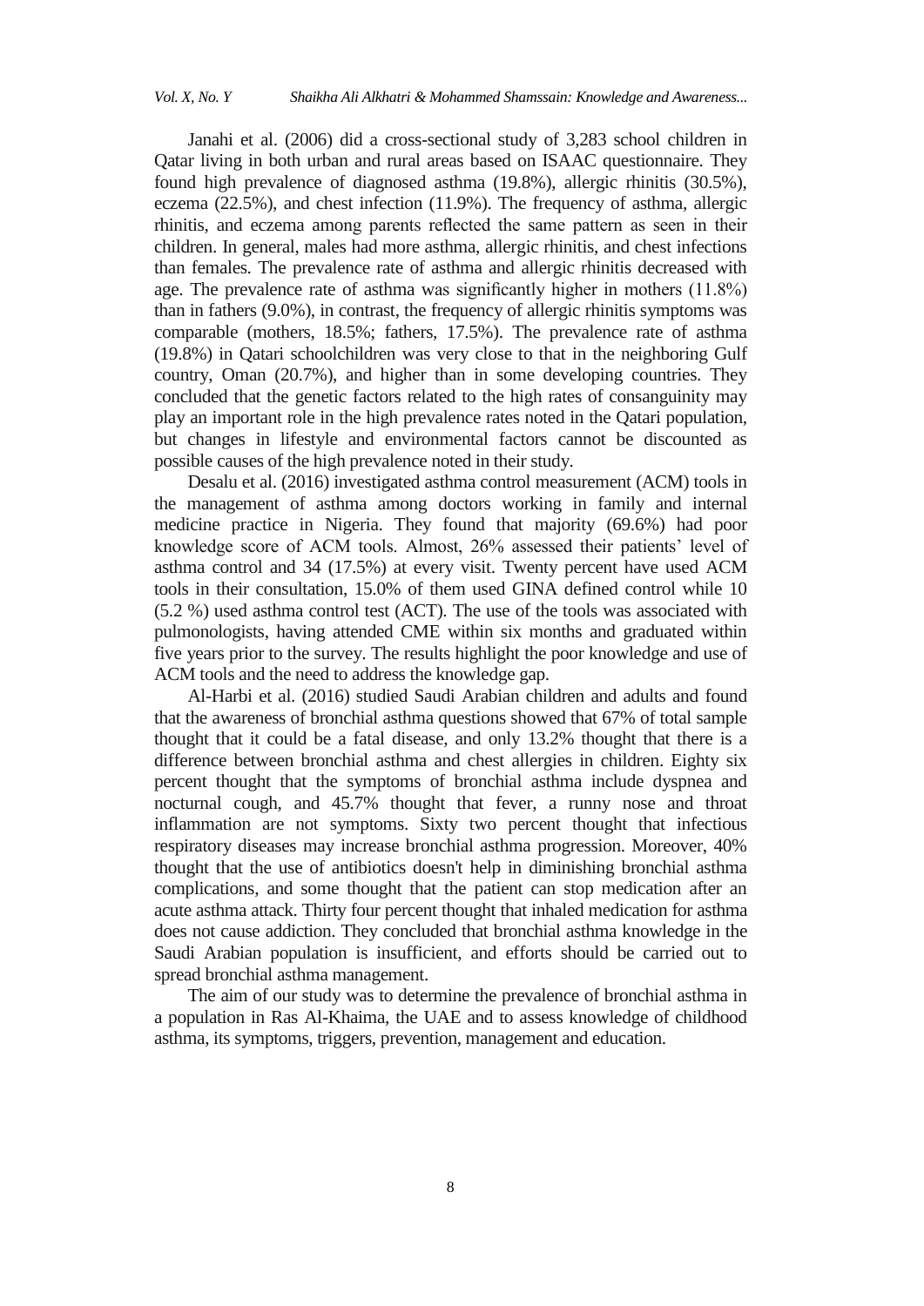Janahi et al. (2006) did a cross-sectional study of 3,283 school children in Qatar living in both urban and rural areas based on ISAAC questionnaire. They found high prevalence of diagnosed asthma (19.8%), allergic rhinitis (30.5%), eczema (22.5%), and chest infection (11.9%). The frequency of asthma, allergic rhinitis, and eczema among parents reflected the same pattern as seen in their children. In general, males had more asthma, allergic rhinitis, and chest infections than females. The prevalence rate of asthma and allergic rhinitis decreased with age. The prevalence rate of asthma was significantly higher in mothers (11.8%) than in fathers (9.0%), in contrast, the frequency of allergic rhinitis symptoms was comparable (mothers, 18.5%; fathers, 17.5%). The prevalence rate of asthma (19.8%) in Qatari schoolchildren was very close to that in the neighboring Gulf country, Oman (20.7%), and higher than in some developing countries. They concluded that the genetic factors related to the high rates of consanguinity may play an important role in the high prevalence rates noted in the Qatari population, but changes in lifestyle and environmental factors cannot be discounted as possible causes of the high prevalence noted in their study.

Desalu et al. (2016) investigated asthma control measurement (ACM) tools in the management of asthma among doctors working in family and internal medicine practice in Nigeria. They found that majority (69.6%) had poor knowledge score of ACM tools. Almost, 26% assessed their patients' level of asthma control and 34 (17.5%) at every visit. Twenty percent have used ACM tools in their consultation, 15.0% of them used GINA defined control while 10 (5.2 %) used asthma control test (ACT). The use of the tools was associated with pulmonologists, having attended CME within six months and graduated within five years prior to the survey. The results highlight the poor knowledge and use of ACM tools and the need to address the knowledge gap.

Al-Harbi et al. (2016) studied Saudi Arabian children and adults and found that the awareness of bronchial asthma questions showed that 67% of total sample thought that it could be a fatal disease, and only 13.2% thought that there is a difference between bronchial asthma and chest allergies in children. Eighty six percent thought that the symptoms of bronchial asthma include dyspnea and nocturnal cough, and 45.7% thought that fever, a runny nose and throat inflammation are not symptoms. Sixty two percent thought that infectious respiratory diseases may increase bronchial asthma progression. Moreover, 40% thought that the use of antibiotics doesn't help in diminishing bronchial asthma complications, and some thought that the patient can stop medication after an acute asthma attack. Thirty four percent thought that inhaled medication for asthma does not cause addiction. They concluded that bronchial asthma knowledge in the Saudi Arabian population is insufficient, and efforts should be carried out to spread bronchial asthma management.

The aim of our study was to determine the prevalence of bronchial asthma in a population in Ras Al-Khaima, the UAE and to assess knowledge of childhood asthma, its symptoms, triggers, prevention, management and education.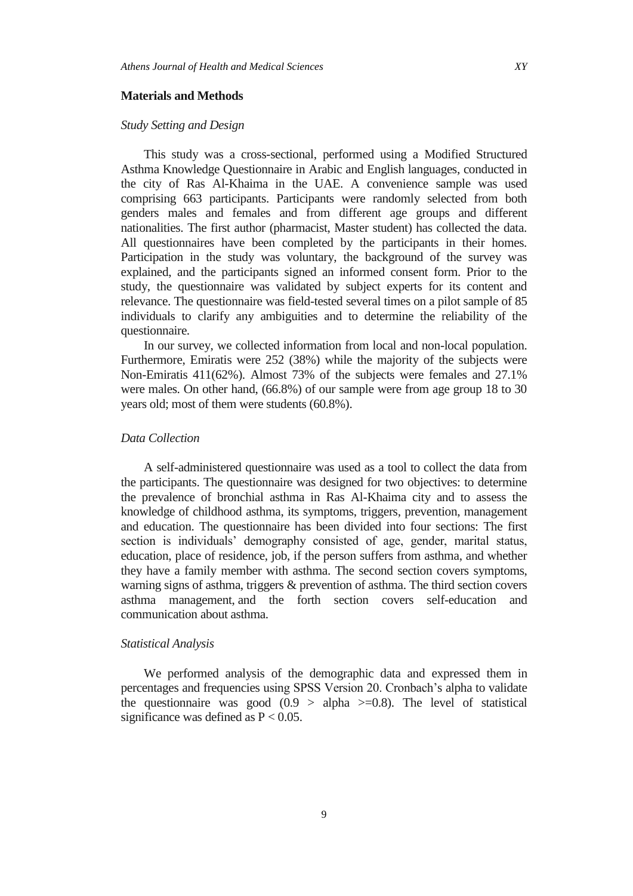## Materials and Methods

### *Study Setting and Design*

This study was a cross-sectional, performed using a Modified Structured Asthma Knowledge Questionnaire in Arabic and English languages, conducted in the city of Ras Al-Khaima in the UAE. A convenience sample was used comprising 663 participants. Participants were randomly selected from both genders males and females and from different age groups and different nationalities. The first author (pharmacist, Master student) has collected the data. All questionnaires have been completed by the participants in their homes. Participation in the study was voluntary, the background of the survey was explained, and the participants signed an informed consent form. Prior to the study, the questionnaire was validated by subject experts for its content and relevance. The questionnaire was field-tested several times on a pilot sample of 85 individuals to clarify any ambiguities and to determine the reliability of the questionnaire.

In our survey, we collected information from local and non-local population. Furthermore, Emiratis were 252 (38%) while the majority of the subjects were Non-Emiratis 411(62%). Almost 73% of the subjects were females and 27.1% were males. On other hand, (66.8%) of our sample were from age group 18 to 30 years old; most of them were students (60.8%).

### *Data Collection*

A self-administered questionnaire was used as a tool to collect the data from the participants. The questionnaire was designed for two objectives: to determine the prevalence of bronchial asthma in Ras Al-Khaima city and to assess the knowledge of childhood asthma, its symptoms, triggers, prevention, management and education. The questionnaire has been divided into four sections: The first section is individuals' demography consisted of age, gender, marital status, education, place of residence, job, if the person suffers from asthma, and whether they have a family member with asthma. The second section covers symptoms, warning signs of asthma, triggers & prevention of asthma. The third section covers asthma management, and the forth section covers self-education and communication about asthma.

### *Statistical Analysis*

We performed analysis of the demographic data and expressed them in percentages and frequencies using SPSS Version 20. Cronbach's alpha to validate the questionnaire was good ($0.9 > \text{alpha} >= 0.8$). The level of statistical significance was defined as $P < 0.05$.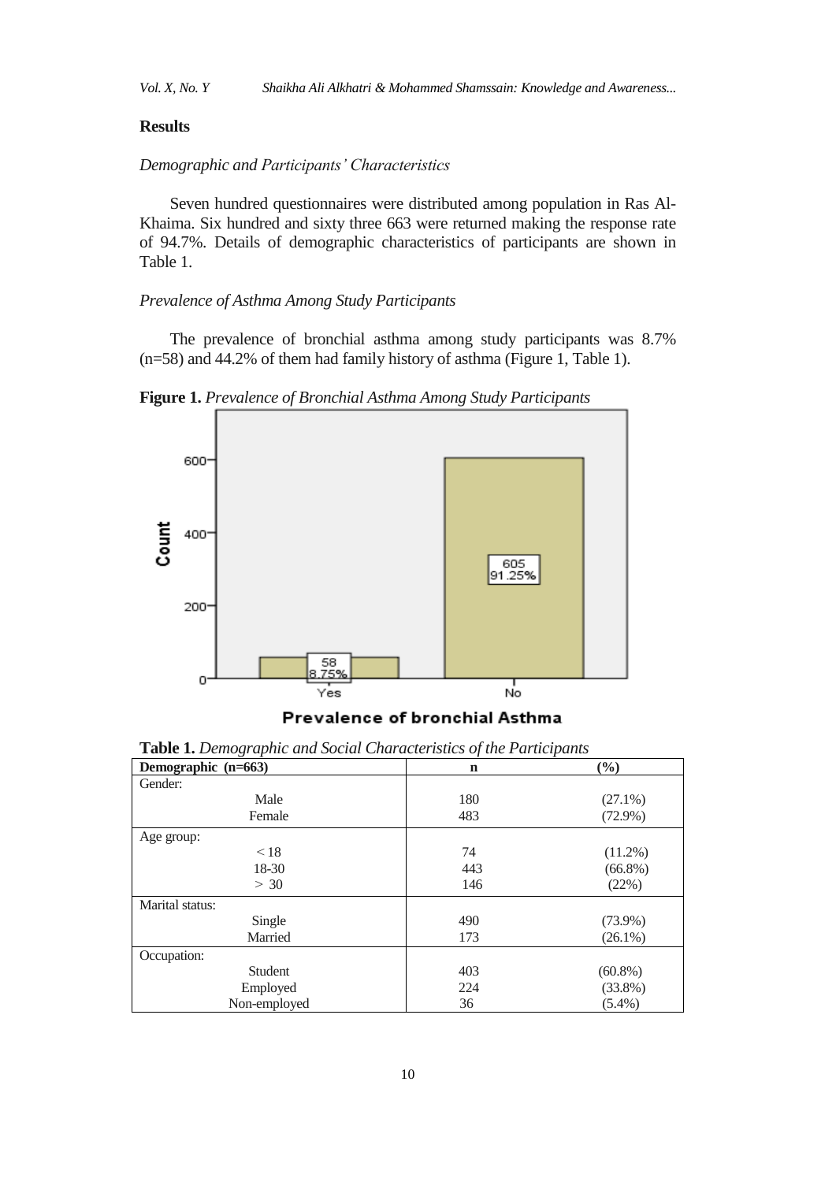## Results

### *Demographic and Participants' Characteristics*

Seven hundred questionnaires were distributed among population in Ras Al-Khaima. Six hundred and sixty three 663 were returned making the response rate of 94.7%. Details of demographic characteristics of participants are shown in Table 1.

### *Prevalence of Asthma Among Study Participants*

The prevalence of bronchial asthma among study participants was 8.7% (n=58) and 44.2% of them had family history of asthma (Figure 1, Table 1).

**Figure 1.** *Prevalence of Bronchial Asthma Among Study Participants*

| Prevalence of bronchial Asthma | Count | % |
|---|---|---|
| Yes | 58 | 8.75% |
| No | 605 | 91.25% |

**Table 1.** *Demographic and Social Characteristics of the Participants*

| Demographic (n=663) | n | (%) |
|---|---|---|
| Gender: | | |
| Male | 180 | (27.1%) |
| Female | 483 | (72.9%) |
| Age group: | | |
| < 18 | 74 | (11.2%) |
| 18-30 | 443 | (66.8%) |
| > 30 | 146 | (22%) |
| Marital status: | | |
| Single | 490 | (73.9%) |
| Married | 173 | (26.1%) |
| Occupation: | | |
| Student | 403 | (60.8%) |
| Employed | 224 | (33.8%) |
| Non-employed | 36 | (5.4%) |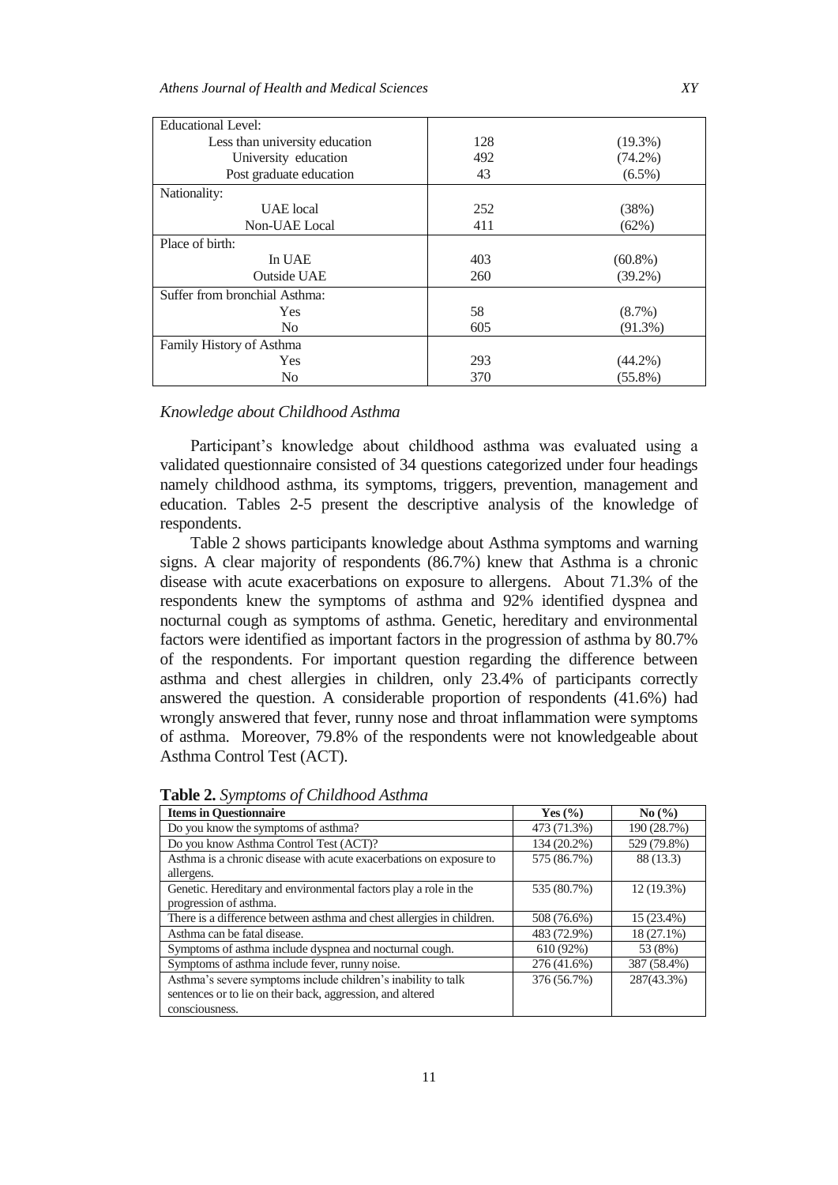| Educational Level: | | |
| --- | --- | --- |
| Less than university education | 128 | (19.3%) |
| University education | 492 | (74.2%) |
| Post graduate education | 43 | (6.5%) |
| Nationality: | | |
| UAE local | 252 | (38%) |
| Non-UAE Local | 411 | (62%) |
| Place of birth: | | |
| In UAE | 403 | (60.8%) |
| Outside UAE | 260 | (39.2%) |
| Suffer from bronchial Asthma: | | |
| Yes | 58 | (8.7%) |
| No | 605 | (91.3%) |
| Family History of Asthma | | |
| Yes | 293 | (44.2%) |
| No | 370 | (55.8%) |

*Knowledge about Childhood Asthma*

Participant's knowledge about childhood asthma was evaluated using a validated questionnaire consisted of 34 questions categorized under four headings namely childhood asthma, its symptoms, triggers, prevention, management and education. Tables 2-5 present the descriptive analysis of the knowledge of respondents.

Table 2 shows participants knowledge about Asthma symptoms and warning signs. A clear majority of respondents (86.7%) knew that Asthma is a chronic disease with acute exacerbations on exposure to allergens. About 71.3% of the respondents knew the symptoms of asthma and 92% identified dyspnea and nocturnal cough as symptoms of asthma. Genetic, hereditary and environmental factors were identified as important factors in the progression of asthma by 80.7% of the respondents. For important question regarding the difference between asthma and chest allergies in children, only 23.4% of participants correctly answered the question. A considerable proportion of respondents (41.6%) had wrongly answered that fever, runny nose and throat inflammation were symptoms of asthma. Moreover, 79.8% of the respondents were not knowledgeable about Asthma Control Test (ACT).

**Table 2.** *Symptoms of Childhood Asthma*

| Items in Questionnaire | Yes (%) | No (%) |
| --- | --- | --- |
| Do you know the symptoms of asthma? | 473 (71.3%) | 190 (28.7%) |
| Do you know Asthma Control Test (ACT)? | 134 (20.2%) | 529 (79.8%) |
| Asthma is a chronic disease with acute exacerbations on exposure to allergens. | 575 (86.7%) | 88 (13.3) |
| Genetic. Hereditary and environmental factors play a role in the progression of asthma. | 535 (80.7%) | 12 (19.3%) |
| There is a difference between asthma and chest allergies in children. | 508 (76.6%) | 15 (23.4%) |
| Asthma can be fatal disease. | 483 (72.9%) | 18 (27.1%) |
| Symptoms of asthma include dyspnea and nocturnal cough. | 610 (92%) | 53 (8%) |
| Symptoms of asthma include fever, runny noise. | 276 (41.6%) | 387 (58.4%) |
| Asthma's severe symptoms include children's inability to talk sentences or to lie on their back, aggression, and altered consciousness. | 376 (56.7%) | 287(43.3%) |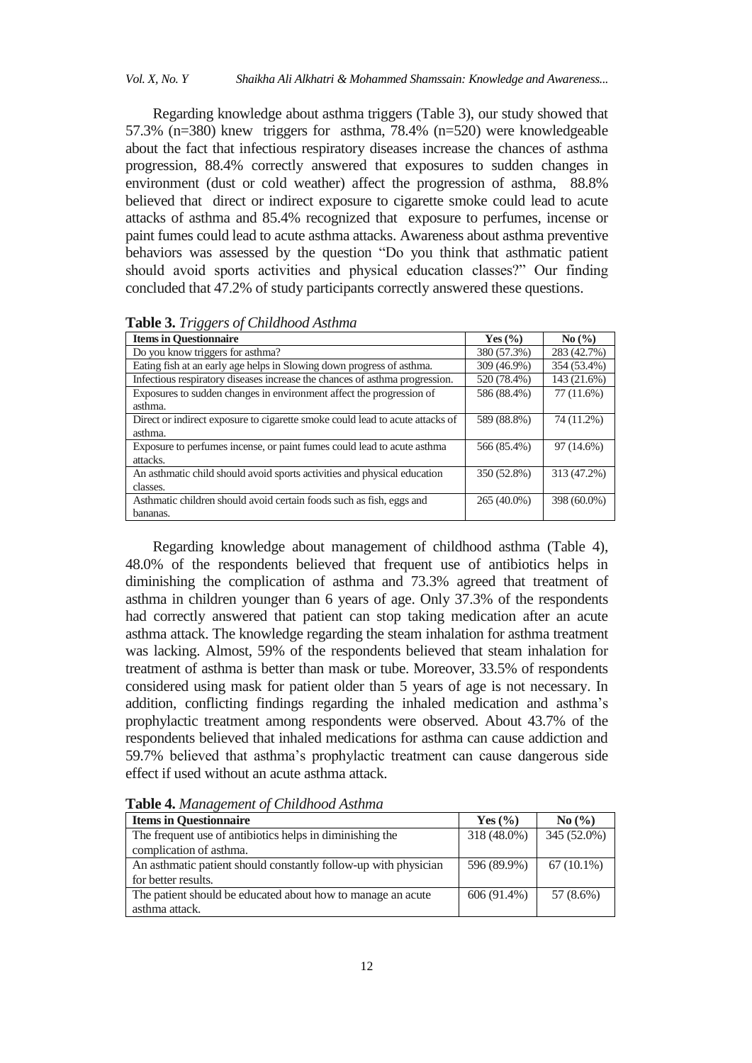Regarding knowledge about asthma triggers (Table 3), our study showed that 57.3% (n=380) knew triggers for asthma, 78.4% (n=520) were knowledgeable about the fact that infectious respiratory diseases increase the chances of asthma progression, 88.4% correctly answered that exposures to sudden changes in environment (dust or cold weather) affect the progression of asthma, 88.8% believed that direct or indirect exposure to cigarette smoke could lead to acute attacks of asthma and 85.4% recognized that exposure to perfumes, incense or paint fumes could lead to acute asthma attacks. Awareness about asthma preventive behaviors was assessed by the question "Do you think that asthmatic patient should avoid sports activities and physical education classes?" Our finding concluded that 47.2% of study participants correctly answered these questions.

**Table 3.** *Triggers of Childhood Asthma*

| Items in Questionnaire | Yes (%) | No (%) |
|---|---|---|
| Do you know triggers for asthma? | 380 (57.3%) | 283 (42.7%) |
| Eating fish at an early age helps in Slowing down progress of asthma. | 309 (46.9%) | 354 (53.4%) |
| Infectious respiratory diseases increase the chances of asthma progression. | 520 (78.4%) | 143 (21.6%) |
| Exposures to sudden changes in environment affect the progression of asthma. | 586 (88.4%) | 77 (11.6%) |
| Direct or indirect exposure to cigarette smoke could lead to acute attacks of asthma. | 589 (88.8%) | 74 (11.2%) |
| Exposure to perfumes incense, or paint fumes could lead to acute asthma attacks. | 566 (85.4%) | 97 (14.6%) |
| An asthmatic child should avoid sports activities and physical education classes. | 350 (52.8%) | 313 (47.2%) |
| Asthmatic children should avoid certain foods such as fish, eggs and bananas. | 265 (40.0%) | 398 (60.0%) |

Regarding knowledge about management of childhood asthma (Table 4), 48.0% of the respondents believed that frequent use of antibiotics helps in diminishing the complication of asthma and 73.3% agreed that treatment of asthma in children younger than 6 years of age. Only 37.3% of the respondents had correctly answered that patient can stop taking medication after an acute asthma attack. The knowledge regarding the steam inhalation for asthma treatment was lacking. Almost, 59% of the respondents believed that steam inhalation for treatment of asthma is better than mask or tube. Moreover, 33.5% of respondents considered using mask for patient older than 5 years of age is not necessary. In addition, conflicting findings regarding the inhaled medication and asthma's prophylactic treatment among respondents were observed. About 43.7% of the respondents believed that inhaled medications for asthma can cause addiction and 59.7% believed that asthma's prophylactic treatment can cause dangerous side effect if used without an acute asthma attack.

**Table 4.** *Management of Childhood Asthma*

| Items in Questionnaire | Yes (%) | No (%) |
|---|---|---|
| The frequent use of antibiotics helps in diminishing the complication of asthma. | 318 (48.0%) | 345 (52.0%) |
| An asthmatic patient should constantly follow-up with physician for better results. | 596 (89.9%) | 67 (10.1%) |
| The patient should be educated about how to manage an acute asthma attack. | 606 (91.4%) | 57 (8.6%) |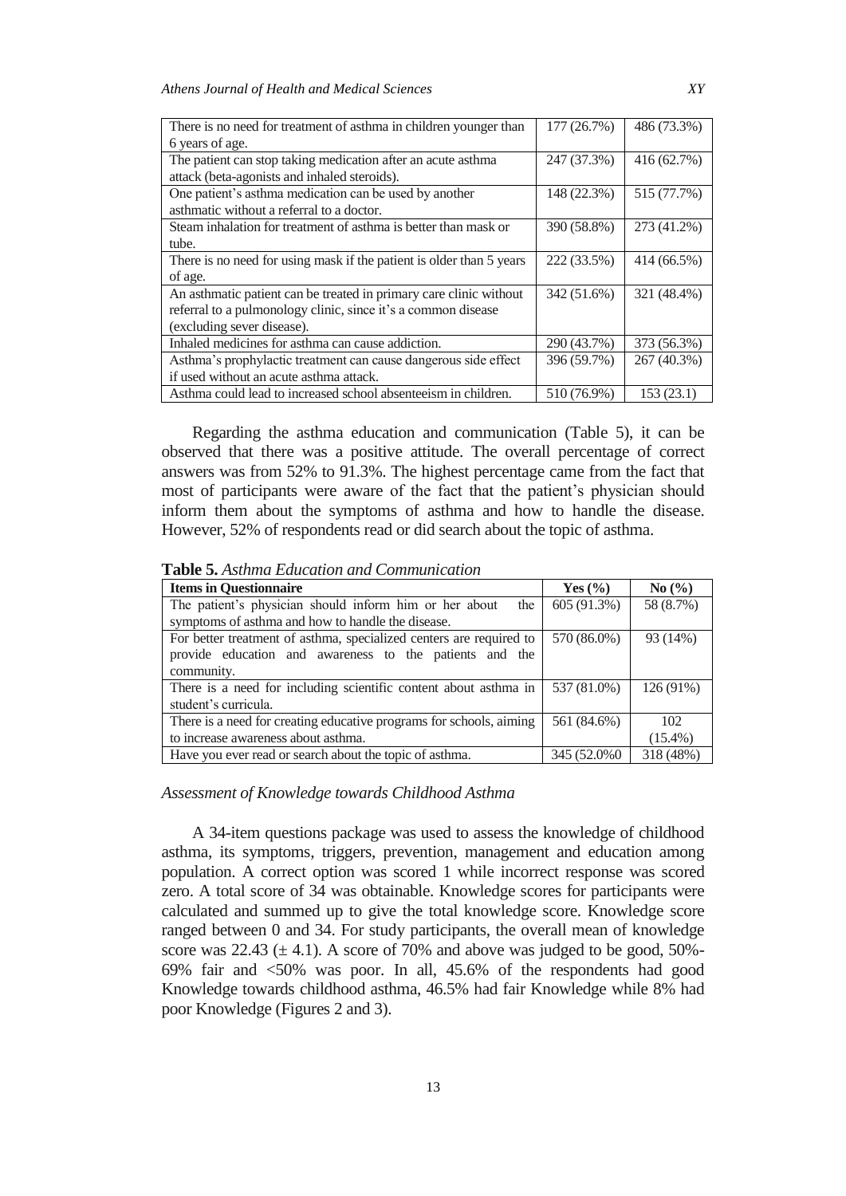| | | |
|---|---|---|
| There is no need for treatment of asthma in children younger than 6 years of age. | 177 (26.7%) | 486 (73.3%) |
| The patient can stop taking medication after an acute asthma attack (beta-agonists and inhaled steroids). | 247 (37.3%) | 416 (62.7%) |
| One patient's asthma medication can be used by another asthmatic without a referral to a doctor. | 148 (22.3%) | 515 (77.7%) |
| Steam inhalation for treatment of asthma is better than mask or tube. | 390 (58.8%) | 273 (41.2%) |
| There is no need for using mask if the patient is older than 5 years of age. | 222 (33.5%) | 414 (66.5%) |
| An asthmatic patient can be treated in primary care clinic without referral to a pulmonology clinic, since it's a common disease (excluding sever disease). | 342 (51.6%) | 321 (48.4%) |
| Inhaled medicines for asthma can cause addiction. | 290 (43.7%) | 373 (56.3%) |
| Asthma's prophylactic treatment can cause dangerous side effect if used without an acute asthma attack. | 396 (59.7%) | 267 (40.3%) |
| Asthma could lead to increased school absenteeism in children. | 510 (76.9%) | 153 (23.1) |

Regarding the asthma education and communication (Table 5), it can be observed that there was a positive attitude. The overall percentage of correct answers was from 52% to 91.3%. The highest percentage came from the fact that most of participants were aware of the fact that the patient's physician should inform them about the symptoms of asthma and how to handle the disease. However, 52% of respondents read or did search about the topic of asthma.

**Table 5.** *Asthma Education and Communication*

| Items in Questionnaire | Yes (%) | No (%) |
|---|---|---|
| The patient's physician should inform him or her about the symptoms of asthma and how to handle the disease. | 605 (91.3%) | 58 (8.7%) |
| For better treatment of asthma, specialized centers are required to provide education and awareness to the patients and the community. | 570 (86.0%) | 93 (14%) |
| There is a need for including scientific content about asthma in student's curricula. | 537 (81.0%) | 126 (91%) |
| There is a need for creating educative programs for schools, aiming to increase awareness about asthma. | 561 (84.6%) | 102 (15.4%) |
| Have you ever read or search about the topic of asthma. | 345 (52.0%0 | 318 (48%) |

*Assessment of Knowledge towards Childhood Asthma*

A 34-item questions package was used to assess the knowledge of childhood asthma, its symptoms, triggers, prevention, management and education among population. A correct option was scored 1 while incorrect response was scored zero. A total score of 34 was obtainable. Knowledge scores for participants were calculated and summed up to give the total knowledge score. Knowledge score ranged between 0 and 34. For study participants, the overall mean of knowledge score was 22.43 (± 4.1). A score of 70% and above was judged to be good, 50%-69% fair and <50% was poor. In all, 45.6% of the respondents had good Knowledge towards childhood asthma, 46.5% had fair Knowledge while 8% had poor Knowledge (Figures 2 and 3).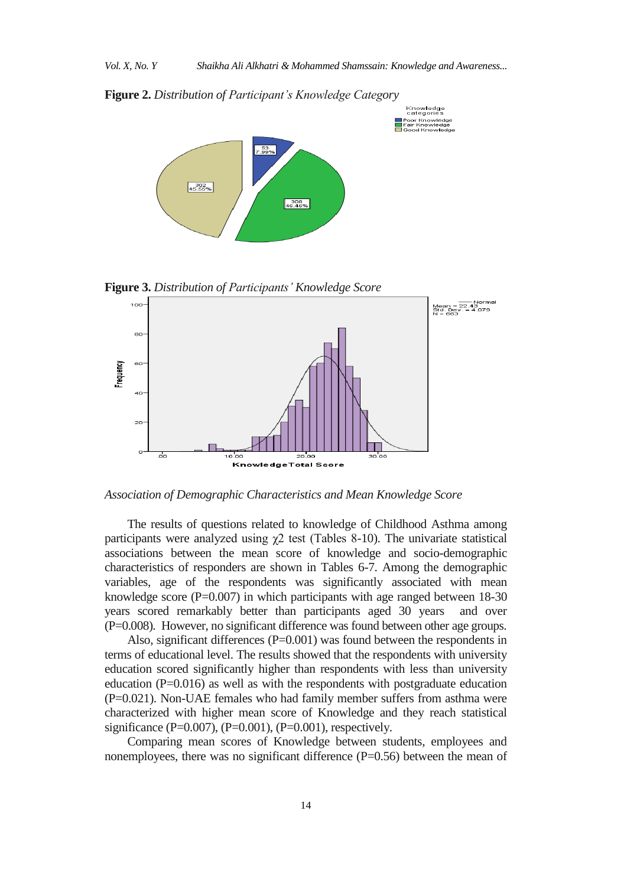**Figure 2.** *Distribution of Participant's Knowledge Category*

**Figure 3.** *Distribution of Participants' Knowledge Score*

*Association of Demographic Characteristics and Mean Knowledge Score*

The results of questions related to knowledge of Childhood Asthma among participants were analyzed using $\chi 2$ test (Tables 8-10). The univariate statistical associations between the mean score of knowledge and socio-demographic characteristics of responders are shown in Tables 6-7. Among the demographic variables, age of the respondents was significantly associated with mean knowledge score (P=0.007) in which participants with age ranged between 18-30 years scored remarkably better than participants aged 30 years and over (P=0.008). However, no significant difference was found between other age groups.

Also, significant differences (P=0.001) was found between the respondents in terms of educational level. The results showed that the respondents with university education scored significantly higher than respondents with less than university education (P=0.016) as well as with the respondents with postgraduate education (P=0.021). Non-UAE females who had family member suffers from asthma were characterized with higher mean score of Knowledge and they reach statistical significance (P=0.007), (P=0.001), (P=0.001), respectively.

Comparing mean scores of Knowledge between students, employees and nonemployees, there was no significant difference (P=0.56) between the mean of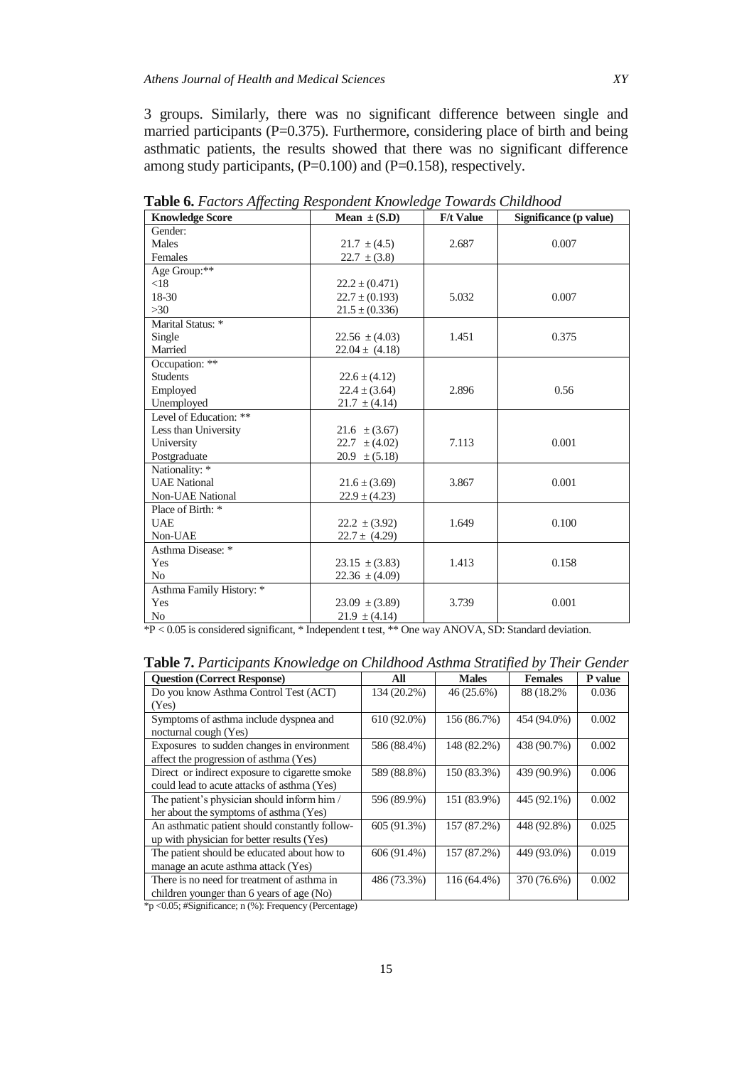3 groups. Similarly, there was no significant difference between single and married participants (P=0.375). Furthermore, considering place of birth and being asthmatic patients, the results showed that there was no significant difference among study participants, (P=0.100) and (P=0.158), respectively.

**Table 6.** *Factors Affecting Respondent Knowledge Towards Childhood*

| Knowledge Score | Mean ± (S.D) | F/t Value | Significance (p value) |
|---|---|---|---|
| Gender: | | | |
| Males | 21.7 ± (4.5) | 2.687 | 0.007 |
| Females | 22.7 ± (3.8) | | |
| Age Group:** | | | |
| <18 | 22.2 ± (0.471) | | |
| 18-30 | 22.7 ± (0.193) | 5.032 | 0.007 |
| >30 | 21.5 ± (0.336) | | |
| Marital Status: * | | | |
| Single | 22.56 ± (4.03) | 1.451 | 0.375 |
| Married | 22.04 ± (4.18) | | |
| Occupation: ** | | | |
| Students | 22.6 ± (4.12) | | |
| Employed | 22.4 ± (3.64) | 2.896 | 0.56 |
| Unemployed | 21.7 ± (4.14) | | |
| Level of Education: ** | | | |
| Less than University | 21.6 ± (3.67) | | |
| University | 22.7 ± (4.02) | 7.113 | 0.001 |
| Postgraduate | 20.9 ± (5.18) | | |
| Nationality: * | | | |
| UAE National | 21.6 ± (3.69) | 3.867 | 0.001 |
| Non-UAE National | 22.9 ± (4.23) | | |
| Place of Birth: * | | | |
| UAE | 22.2 ± (3.92) | 1.649 | 0.100 |
| Non-UAE | 22.7 ± (4.29) | | |
| Asthma Disease: * | | | |
| Yes | 23.15 ± (3.83) | 1.413 | 0.158 |
| No | 22.36 ± (4.09) | | |
| Asthma Family History: * | | | |
| Yes | 23.09 ± (3.89) | 3.739 | 0.001 |
| No | 21.9 ± (4.14) | | |

*P < 0.05 is considered significant, * Independent t test, ** One way ANOVA, SD: Standard deviation.

**Table 7.** *Participants Knowledge on Childhood Asthma Stratified by Their Gender*

| Question (Correct Response) | All | Males | Females | P value |
|---|---|---|---|---|
| Do you know Asthma Control Test (ACT) (Yes) | 134 (20.2%) | 46 (25.6%) | 88 (18.2% | 0.036 |
| Symptoms of asthma include dyspnea and nocturnal cough (Yes) | 610 (92.0%) | 156 (86.7%) | 454 (94.0%) | 0.002 |
| Exposures to sudden changes in environment affect the progression of asthma (Yes) | 586 (88.4%) | 148 (82.2%) | 438 (90.7%) | 0.002 |
| Direct or indirect exposure to cigarette smoke could lead to acute attacks of asthma (Yes) | 589 (88.8%) | 150 (83.3%) | 439 (90.9%) | 0.006 |
| The patient's physician should inform him / her about the symptoms of asthma (Yes) | 596 (89.9%) | 151 (83.9%) | 445 (92.1%) | 0.002 |
| An asthmatic patient should constantly follow-up with physician for better results (Yes) | 605 (91.3%) | 157 (87.2%) | 448 (92.8%) | 0.025 |
| The patient should be educated about how to manage an acute asthma attack (Yes) | 606 (91.4%) | 157 (87.2%) | 449 (93.0%) | 0.019 |
| There is no need for treatment of asthma in children younger than 6 years of age (No) | 486 (73.3%) | 116 (64.4%) | 370 (76.6%) | 0.002 |

*p <0.05; #Significance; n (%): Frequency (Percentage)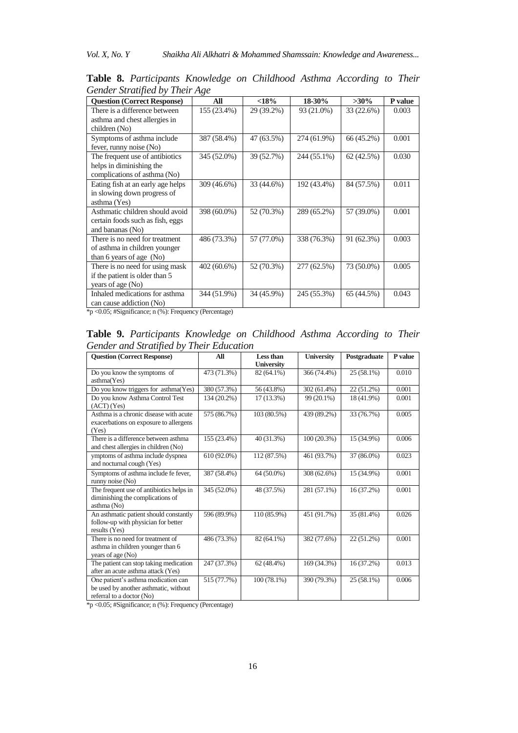**Table 8.** *Participants Knowledge on Childhood Asthma According to Their Gender Stratified by Their Age*

| Question (Correct Response) | All | <18% | 18-30% | >30% | P value |
|---|---|---|---|---|---|
| There is a difference between asthma and chest allergies in children (No) | 155 (23.4%) | 29 (39.2%) | 93 (21.0%) | 33 (22.6%) | 0.003 |
| Symptoms of asthma include fever, runny noise (No) | 387 (58.4%) | 47 (63.5%) | 274 (61.9%) | 66 (45.2%) | 0.001 |
| The frequent use of antibiotics helps in diminishing the complications of asthma (No) | 345 (52.0%) | 39 (52.7%) | 244 (55.1%) | 62 (42.5%) | 0.030 |
| Eating fish at an early age helps in slowing down progress of asthma (Yes) | 309 (46.6%) | 33 (44.6%) | 192 (43.4%) | 84 (57.5%) | 0.011 |
| Asthmatic children should avoid certain foods such as fish, eggs and bananas (No) | 398 (60.0%) | 52 (70.3%) | 289 (65.2%) | 57 (39.0%) | 0.001 |
| There is no need for treatment of asthma in children younger than 6 years of age (No) | 486 (73.3%) | 57 (77.0%) | 338 (76.3%) | 91 (62.3%) | 0.003 |
| There is no need for using mask if the patient is older than 5 years of age (No) | 402 (60.6%) | 52 (70.3%) | 277 (62.5%) | 73 (50.0%) | 0.005 |
| Inhaled medications for asthma can cause addiction (No) | 344 (51.9%) | 34 (45.9%) | 245 (55.3%) | 65 (44.5%) | 0.043 |

*p <0.05; #Significance; n (%): Frequency (Percentage)

**Table 9.** *Participants Knowledge on Childhood Asthma According to Their Gender and Stratified by Their Education*

| Question (Correct Response) | All | Less than University | University | Postgraduate | P value |
|---|---|---|---|---|---|
| Do you know the symptoms of asthma(Yes) | 473 (71.3%) | 82 (64.1%) | 366 (74.4%) | 25 (58.1%) | 0.010 |
| Do you know triggers for asthma(Yes) | 380 (57.3%) | 56 (43.8%) | 302 (61.4%) | 22 (51.2%) | 0.001 |
| Do you know Asthma Control Test (ACT) (Yes) | 134 (20.2%) | 17 (13.3%) | 99 (20.1%) | 18 (41.9%) | 0.001 |
| Asthma is a chronic disease with acute exacerbations on exposure to allergens (Yes) | 575 (86.7%) | 103 (80.5%) | 439 (89.2%) | 33 (76.7%) | 0.005 |
| There is a difference between asthma and chest allergies in children (No) | 155 (23.4%) | 40 (31.3%) | 100 (20.3%) | 15 (34.9%) | 0.006 |
| ymptoms of asthma include dyspnea and nocturnal cough (Yes) | 610 (92.0%) | 112 (87.5%) | 461 (93.7%) | 37 (86.0%) | 0.023 |
| Symptoms of asthma include fe fever, runny noise (No) | 387 (58.4%) | 64 (50.0%) | 308 (62.6%) | 15 (34.9%) | 0.001 |
| The frequent use of antibiotics helps in diminishing the complications of asthma (No) | 345 (52.0%) | 48 (37.5%) | 281 (57.1%) | 16 (37.2%) | 0.001 |
| An asthmatic patient should constantly follow-up with physician for better results (Yes) | 596 (89.9%) | 110 (85.9%) | 451 (91.7%) | 35 (81.4%) | 0.026 |
| There is no need for treatment of asthma in children younger than 6 years of age (No) | 486 (73.3%) | 82 (64.1%) | 382 (77.6%) | 22 (51.2%) | 0.001 |
| The patient can stop taking medication after an acute asthma attack (Yes) | 247 (37.3%) | 62 (48.4%) | 169 (34.3%) | 16 (37.2%) | 0.013 |
| One patient's asthma medication can be used by another asthmatic, without referral to a doctor (No) | 515 (77.7%) | 100 (78.1%) | 390 (79.3%) | 25 (58.1%) | 0.006 |

*p <0.05; #Significance; n (%): Frequency (Percentage)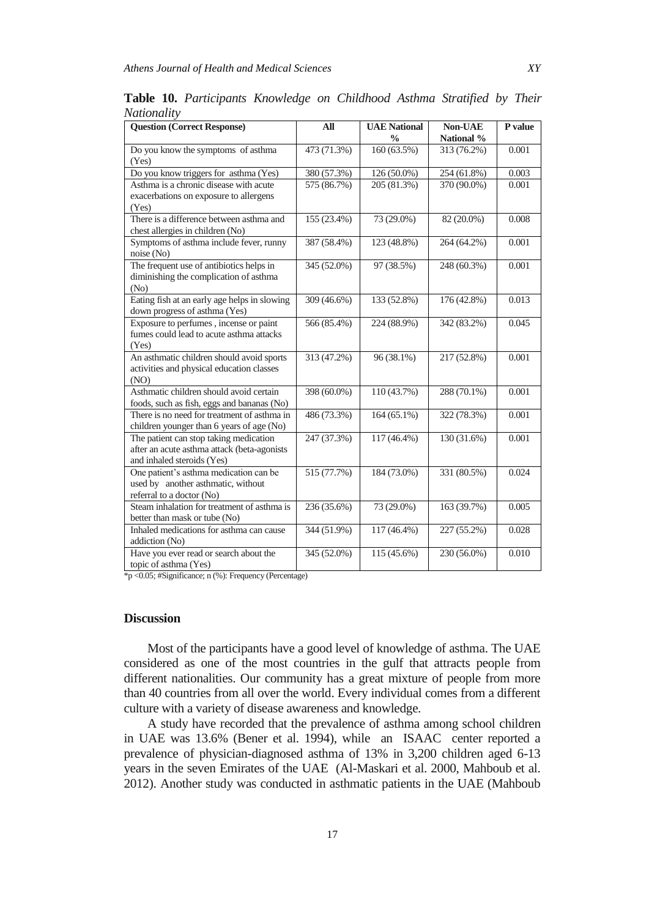**Table 10.** *Participants Knowledge on Childhood Asthma Stratified by Their Nationality*

| Question (Correct Response) | All | UAE National % | Non-UAE National % | P value |
|---|---|---|---|---|
| Do you know the symptoms of asthma (Yes) | 473 (71.3%) | 160 (63.5%) | 313 (76.2%) | 0.001 |
| Do you know triggers for asthma (Yes) | 380 (57.3%) | 126 (50.0%) | 254 (61.8%) | 0.003 |
| Asthma is a chronic disease with acute exacerbations on exposure to allergens (Yes) | 575 (86.7%) | 205 (81.3%) | 370 (90.0%) | 0.001 |
| There is a difference between asthma and chest allergies in children (No) | 155 (23.4%) | 73 (29.0%) | 82 (20.0%) | 0.008 |
| Symptoms of asthma include fever, runny noise (No) | 387 (58.4%) | 123 (48.8%) | 264 (64.2%) | 0.001 |
| The frequent use of antibiotics helps in diminishing the complication of asthma (No) | 345 (52.0%) | 97 (38.5%) | 248 (60.3%) | 0.001 |
| Eating fish at an early age helps in slowing down progress of asthma (Yes) | 309 (46.6%) | 133 (52.8%) | 176 (42.8%) | 0.013 |
| Exposure to perfumes , incense or paint fumes could lead to acute asthma attacks (Yes) | 566 (85.4%) | 224 (88.9%) | 342 (83.2%) | 0.045 |
| An asthmatic children should avoid sports activities and physical education classes (NO) | 313 (47.2%) | 96 (38.1%) | 217 (52.8%) | 0.001 |
| Asthmatic children should avoid certain foods, such as fish, eggs and bananas (No) | 398 (60.0%) | 110 (43.7%) | 288 (70.1%) | 0.001 |
| There is no need for treatment of asthma in children younger than 6 years of age (No) | 486 (73.3%) | 164 (65.1%) | 322 (78.3%) | 0.001 |
| The patient can stop taking medication after an acute asthma attack (beta-agonists and inhaled steroids (Yes) | 247 (37.3%) | 117 (46.4%) | 130 (31.6%) | 0.001 |
| One patient's asthma medication can be used by another asthmatic, without referral to a doctor (No) | 515 (77.7%) | 184 (73.0%) | 331 (80.5%) | 0.024 |
| Steam inhalation for treatment of asthma is better than mask or tube (No) | 236 (35.6%) | 73 (29.0%) | 163 (39.7%) | 0.005 |
| Inhaled medications for asthma can cause addiction (No) | 344 (51.9%) | 117 (46.4%) | 227 (55.2%) | 0.028 |
| Have you ever read or search about the topic of asthma (Yes) | 345 (52.0%) | 115 (45.6%) | 230 (56.0%) | 0.010 |

*p <0.05; #Significance; n (%): Frequency (Percentage)

## Discussion

Most of the participants have a good level of knowledge of asthma. The UAE considered as one of the most countries in the gulf that attracts people from different nationalities. Our community has a great mixture of people from more than 40 countries from all over the world. Every individual comes from a different culture with a variety of disease awareness and knowledge.

A study have recorded that the prevalence of asthma among school children in UAE was 13.6% (Bener et al. 1994), while an ISAAC center reported a prevalence of physician-diagnosed asthma of 13% in 3,200 children aged 6-13 years in the seven Emirates of the UAE (Al-Maskari et al. 2000, Mahboub et al. 2012). Another study was conducted in asthmatic patients in the UAE (Mahboub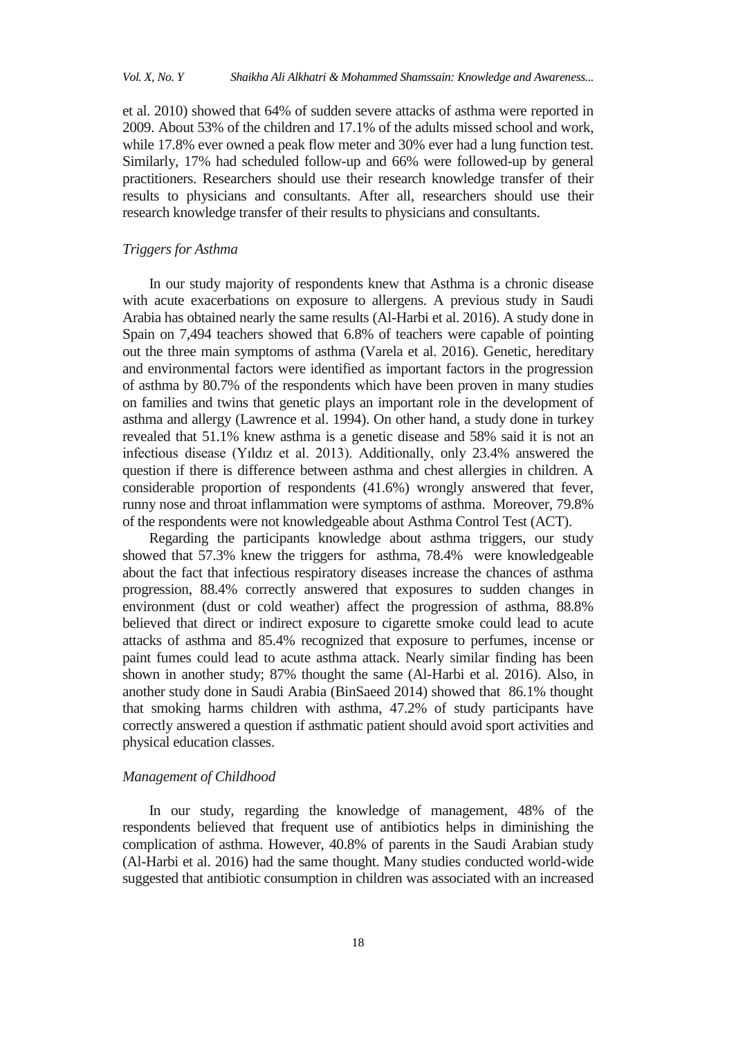et al. 2010) showed that 64% of sudden severe attacks of asthma were reported in 2009. About 53% of the children and 17.1% of the adults missed school and work, while 17.8% ever owned a peak flow meter and 30% ever had a lung function test. Similarly, 17% had scheduled follow-up and 66% were followed-up by general practitioners. Researchers should use their research knowledge transfer of their results to physicians and consultants. After all, researchers should use their research knowledge transfer of their results to physicians and consultants.

### *Triggers for Asthma*

In our study majority of respondents knew that Asthma is a chronic disease with acute exacerbations on exposure to allergens. A previous study in Saudi Arabia has obtained nearly the same results (Al-Harbi et al. 2016). A study done in Spain on 7,494 teachers showed that 6.8% of teachers were capable of pointing out the three main symptoms of asthma (Varela et al. 2016). Genetic, hereditary and environmental factors were identified as important factors in the progression of asthma by 80.7% of the respondents which have been proven in many studies on families and twins that genetic plays an important role in the development of asthma and allergy (Lawrence et al. 1994). On other hand, a study done in turkey revealed that 51.1% knew asthma is a genetic disease and 58% said it is not an infectious disease (Yıldız et al. 2013). Additionally, only 23.4% answered the question if there is difference between asthma and chest allergies in children. A considerable proportion of respondents (41.6%) wrongly answered that fever, runny nose and throat inflammation were symptoms of asthma. Moreover, 79.8% of the respondents were not knowledgeable about Asthma Control Test (ACT).

Regarding the participants knowledge about asthma triggers, our study showed that 57.3% knew the triggers for asthma, 78.4% were knowledgeable about the fact that infectious respiratory diseases increase the chances of asthma progression, 88.4% correctly answered that exposures to sudden changes in environment (dust or cold weather) affect the progression of asthma, 88.8% believed that direct or indirect exposure to cigarette smoke could lead to acute attacks of asthma and 85.4% recognized that exposure to perfumes, incense or paint fumes could lead to acute asthma attack. Nearly similar finding has been shown in another study; 87% thought the same (Al-Harbi et al. 2016). Also, in another study done in Saudi Arabia (BinSaeed 2014) showed that 86.1% thought that smoking harms children with asthma, 47.2% of study participants have correctly answered a question if asthmatic patient should avoid sport activities and physical education classes.

### *Management of Childhood*

In our study, regarding the knowledge of management, 48% of the respondents believed that frequent use of antibiotics helps in diminishing the complication of asthma. However, 40.8% of parents in the Saudi Arabian study (Al-Harbi et al. 2016) had the same thought. Many studies conducted world-wide suggested that antibiotic consumption in children was associated with an increased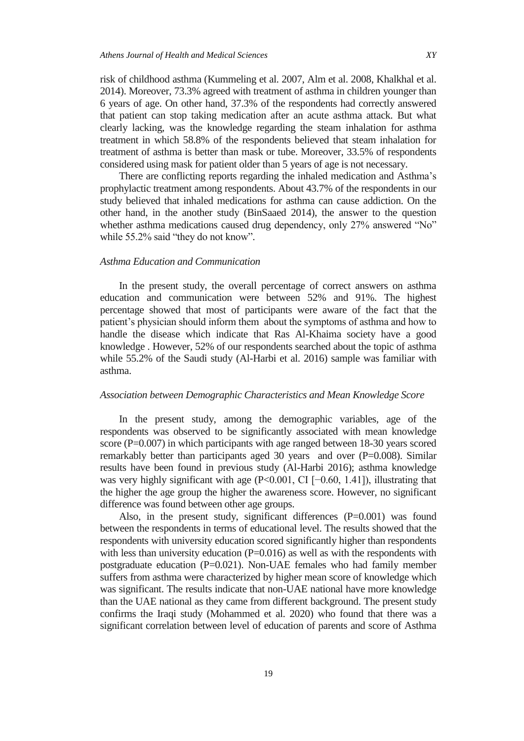risk of childhood asthma (Kummeling et al. 2007, Alm et al. 2008, Khalkhal et al. 2014). Moreover, 73.3% agreed with treatment of asthma in children younger than 6 years of age. On other hand, 37.3% of the respondents had correctly answered that patient can stop taking medication after an acute asthma attack. But what clearly lacking, was the knowledge regarding the steam inhalation for asthma treatment in which 58.8% of the respondents believed that steam inhalation for treatment of asthma is better than mask or tube. Moreover, 33.5% of respondents considered using mask for patient older than 5 years of age is not necessary.

There are conflicting reports regarding the inhaled medication and Asthma's prophylactic treatment among respondents. About 43.7% of the respondents in our study believed that inhaled medications for asthma can cause addiction. On the other hand, in the another study (BinSaaed 2014), the answer to the question whether asthma medications caused drug dependency, only 27% answered "No" while 55.2% said "they do not know".

### *Asthma Education and Communication*

In the present study, the overall percentage of correct answers on asthma education and communication were between 52% and 91%. The highest percentage showed that most of participants were aware of the fact that the patient's physician should inform them about the symptoms of asthma and how to handle the disease which indicate that Ras Al-Khaima society have a good knowledge . However, 52% of our respondents searched about the topic of asthma while 55.2% of the Saudi study (Al-Harbi et al. 2016) sample was familiar with asthma.

### *Association between Demographic Characteristics and Mean Knowledge Score*

In the present study, among the demographic variables, age of the respondents was observed to be significantly associated with mean knowledge score (P=0.007) in which participants with age ranged between 18-30 years scored remarkably better than participants aged 30 years and over (P=0.008). Similar results have been found in previous study (Al-Harbi 2016); asthma knowledge was very highly significant with age (P<0.001, CI [−0.60, 1.41]), illustrating that the higher the age group the higher the awareness score. However, no significant difference was found between other age groups.

Also, in the present study, significant differences (P=0.001) was found between the respondents in terms of educational level. The results showed that the respondents with university education scored significantly higher than respondents with less than university education (P=0.016) as well as with the respondents with postgraduate education (P=0.021). Non-UAE females who had family member suffers from asthma were characterized by higher mean score of knowledge which was significant. The results indicate that non-UAE national have more knowledge than the UAE national as they came from different background. The present study confirms the Iraqi study (Mohammed et al. 2020) who found that there was a significant correlation between level of education of parents and score of Asthma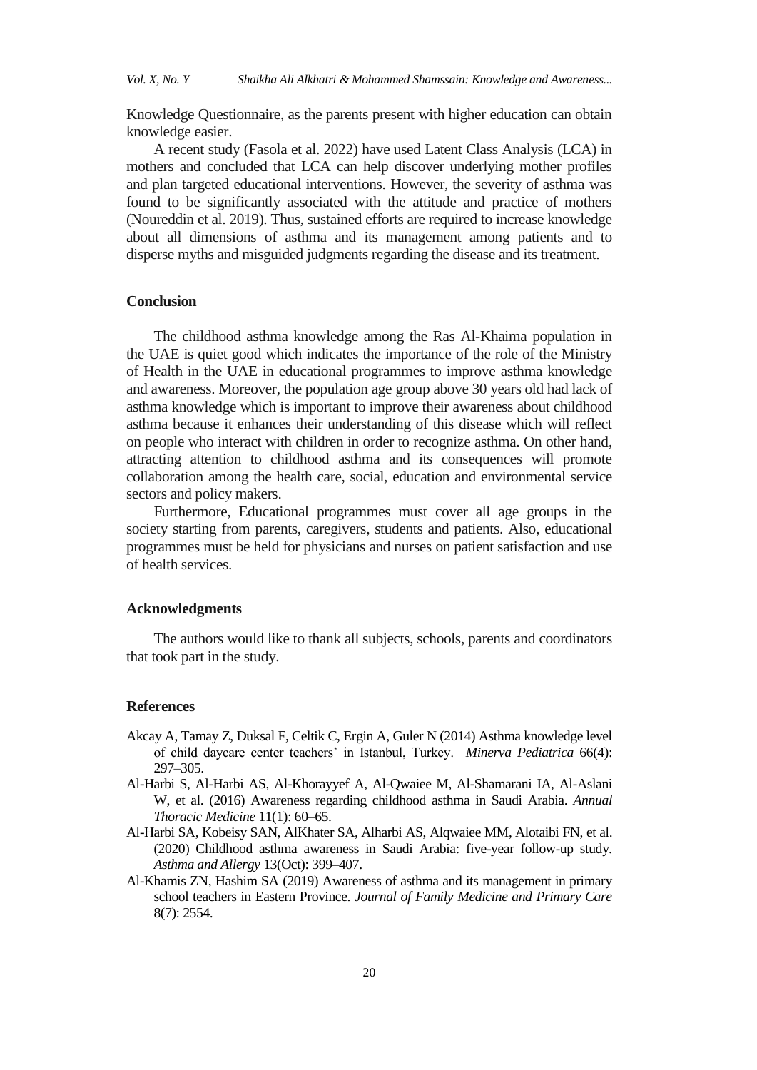Knowledge Questionnaire, as the parents present with higher education can obtain knowledge easier.

A recent study (Fasola et al. 2022) have used Latent Class Analysis (LCA) in mothers and concluded that LCA can help discover underlying mother profiles and plan targeted educational interventions. However, the severity of asthma was found to be significantly associated with the attitude and practice of mothers (Noureddin et al. 2019). Thus, sustained efforts are required to increase knowledge about all dimensions of asthma and its management among patients and to disperse myths and misguided judgments regarding the disease and its treatment.

## Conclusion

The childhood asthma knowledge among the Ras Al-Khaima population in the UAE is quiet good which indicates the importance of the role of the Ministry of Health in the UAE in educational programmes to improve asthma knowledge and awareness. Moreover, the population age group above 30 years old had lack of asthma knowledge which is important to improve their awareness about childhood asthma because it enhances their understanding of this disease which will reflect on people who interact with children in order to recognize asthma. On other hand, attracting attention to childhood asthma and its consequences will promote collaboration among the health care, social, education and environmental service sectors and policy makers.

Furthermore, Educational programmes must cover all age groups in the society starting from parents, caregivers, students and patients. Also, educational programmes must be held for physicians and nurses on patient satisfaction and use of health services.

## Acknowledgments

The authors would like to thank all subjects, schools, parents and coordinators that took part in the study.

## References

Akcay A, Tamay Z, Duksal F, Celtik C, Ergin A, Guler N (2014) Asthma knowledge level of child daycare center teachers' in Istanbul, Turkey. *Minerva Pediatrica* 66(4): 297–305.

Al-Harbi S, Al-Harbi AS, Al-Khorayyef A, Al-Qwaiee M, Al-Shamarani IA, Al-Aslani W, et al. (2016) Awareness regarding childhood asthma in Saudi Arabia. *Annual Thoracic Medicine* 11(1): 60–65.

Al-Harbi SA, Kobeisy SAN, AlKhater SA, Alharbi AS, Alqwaiee MM, Alotaibi FN, et al. (2020) Childhood asthma awareness in Saudi Arabia: five-year follow-up study. *Asthma and Allergy* 13(Oct): 399–407.

Al-Khamis ZN, Hashim SA (2019) Awareness of asthma and its management in primary school teachers in Eastern Province. *Journal of Family Medicine and Primary Care* 8(7): 2554.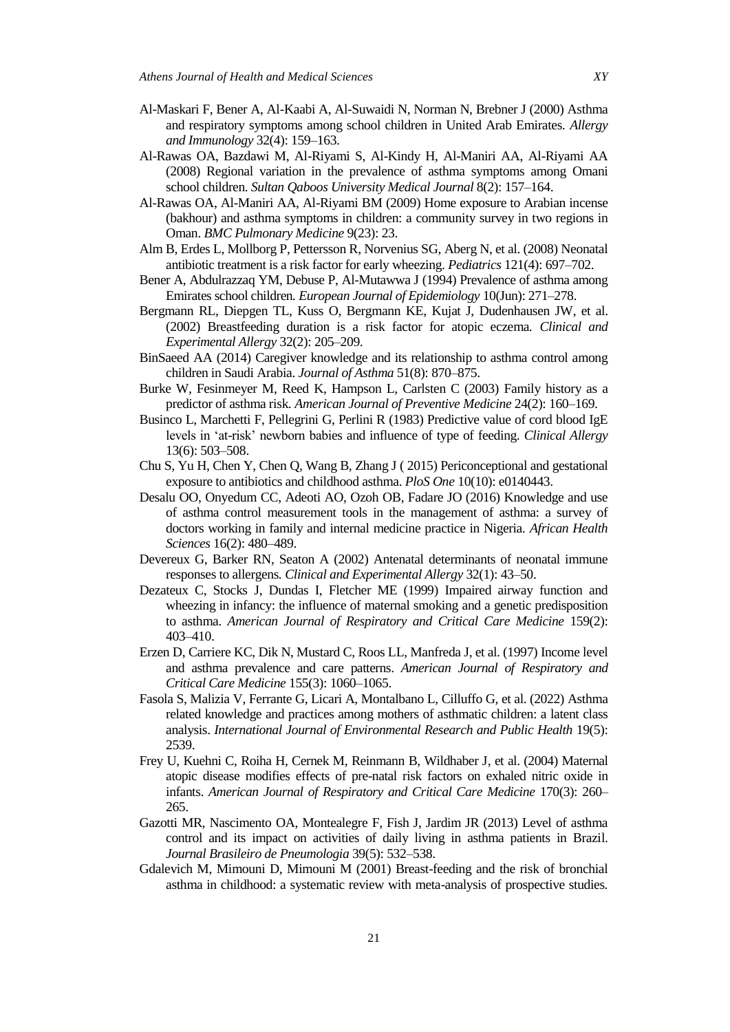Al-Maskari F, Bener A, Al-Kaabi A, Al-Suwaidi N, Norman N, Brebner J (2000) Asthma and respiratory symptoms among school children in United Arab Emirates. *Allergy and Immunology* 32(4): 159–163.

Al-Rawas OA, Bazdawi M, Al-Riyami S, Al-Kindy H, Al-Maniri AA, Al-Riyami AA (2008) Regional variation in the prevalence of asthma symptoms among Omani school children. *Sultan Qaboos University Medical Journal* 8(2): 157–164.

Al-Rawas OA, Al-Maniri AA, Al-Riyami BM (2009) Home exposure to Arabian incense (bakhour) and asthma symptoms in children: a community survey in two regions in Oman. *BMC Pulmonary Medicine* 9(23): 23.

Alm B, Erdes L, Mollborg P, Pettersson R, Norvenius SG, Aberg N, et al. (2008) Neonatal antibiotic treatment is a risk factor for early wheezing. *Pediatrics* 121(4): 697–702.

Bener A, Abdulrazzaq YM, Debuse P, Al-Mutawwa J (1994) Prevalence of asthma among Emirates school children. *European Journal of Epidemiology* 10(Jun): 271–278.

Bergmann RL, Diepgen TL, Kuss O, Bergmann KE, Kujat J, Dudenhausen JW, et al. (2002) Breastfeeding duration is a risk factor for atopic eczema. *Clinical and Experimental Allergy* 32(2): 205–209.

BinSaeed AA (2014) Caregiver knowledge and its relationship to asthma control among children in Saudi Arabia. *Journal of Asthma* 51(8): 870–875.

Burke W, Fesinmeyer M, Reed K, Hampson L, Carlsten C (2003) Family history as a predictor of asthma risk. *American Journal of Preventive Medicine* 24(2): 160–169.

Businco L, Marchetti F, Pellegrini G, Perlini R (1983) Predictive value of cord blood IgE levels in 'at-risk' newborn babies and influence of type of feeding. *Clinical Allergy* 13(6): 503–508.

Chu S, Yu H, Chen Y, Chen Q, Wang B, Zhang J ( 2015) Periconceptional and gestational exposure to antibiotics and childhood asthma. *PloS One* 10(10): e0140443.

Desalu OO, Onyedum CC, Adeoti AO, Ozoh OB, Fadare JO (2016) Knowledge and use of asthma control measurement tools in the management of asthma: a survey of doctors working in family and internal medicine practice in Nigeria. *African Health Sciences* 16(2): 480–489.

Devereux G, Barker RN, Seaton A (2002) Antenatal determinants of neonatal immune responses to allergens. *Clinical and Experimental Allergy* 32(1): 43–50.

Dezateux C, Stocks J, Dundas I, Fletcher ME (1999) Impaired airway function and wheezing in infancy: the influence of maternal smoking and a genetic predisposition to asthma. *American Journal of Respiratory and Critical Care Medicine* 159(2): 403–410.

Erzen D, Carriere KC, Dik N, Mustard C, Roos LL, Manfreda J, et al. (1997) Income level and asthma prevalence and care patterns. *American Journal of Respiratory and Critical Care Medicine* 155(3): 1060–1065.

Fasola S, Malizia V, Ferrante G, Licari A, Montalbano L, Cilluffo G, et al. (2022) Asthma related knowledge and practices among mothers of asthmatic children: a latent class analysis. *International Journal of Environmental Research and Public Health* 19(5): 2539.

Frey U, Kuehni C, Roiha H, Cernek M, Reinmann B, Wildhaber J, et al. (2004) Maternal atopic disease modifies effects of pre-natal risk factors on exhaled nitric oxide in infants. *American Journal of Respiratory and Critical Care Medicine* 170(3): 260–265.

Gazotti MR, Nascimento OA, Montealegre F, Fish J, Jardim JR (2013) Level of asthma control and its impact on activities of daily living in asthma patients in Brazil. *Jornal Brasileiro de Pneumologia* 39(5): 532–538.

Gdalevich M, Mimouni D, Mimouni M (2001) Breast-feeding and the risk of bronchial asthma in childhood: a systematic review with meta-analysis of prospective studies.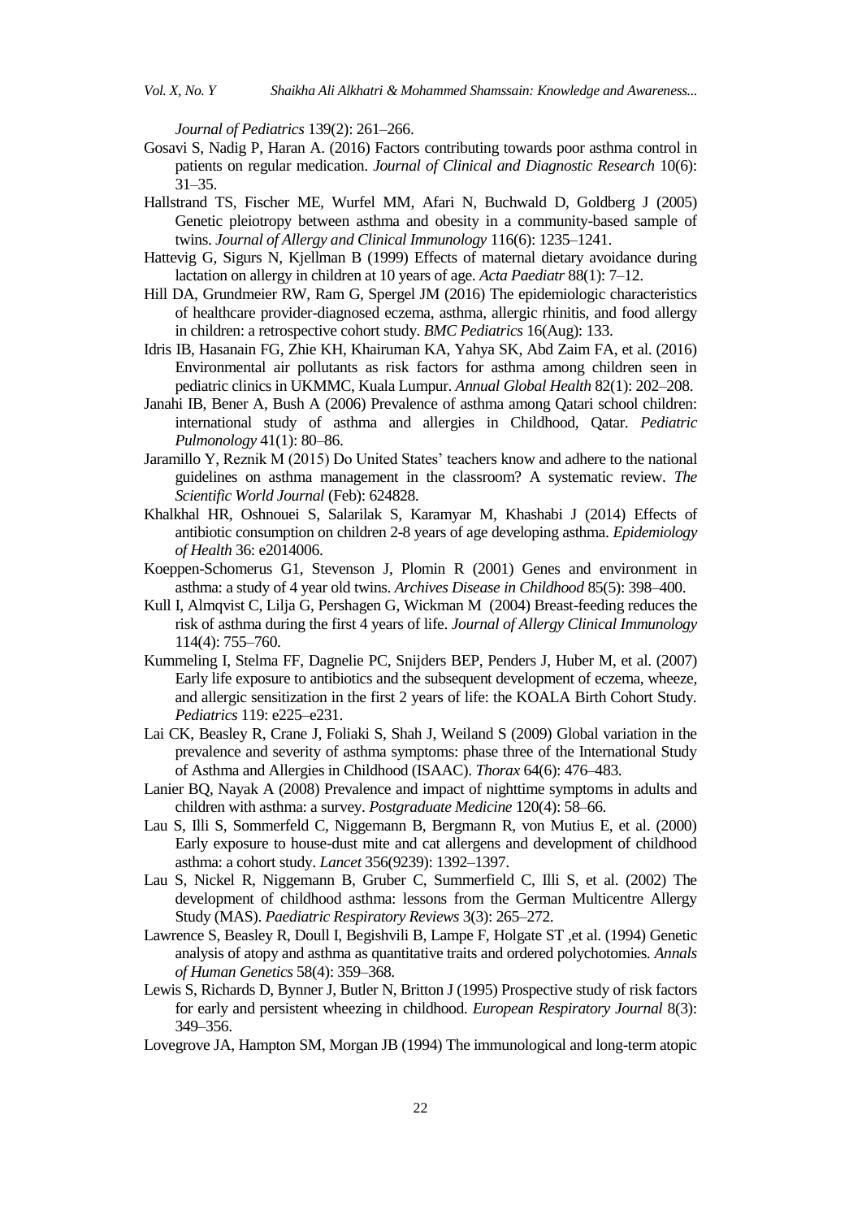*Journal of Pediatrics* 139(2): 261–266.

Gosavi S, Nadig P, Haran A. (2016) Factors contributing towards poor asthma control in patients on regular medication. *Journal of Clinical and Diagnostic Research* 10(6): 31–35.

Hallstrand TS, Fischer ME, Wurfel MM, Afari N, Buchwald D, Goldberg J (2005) Genetic pleiotropy between asthma and obesity in a community-based sample of twins. *Journal of Allergy and Clinical Immunology* 116(6): 1235–1241.

Hattevig G, Sigurs N, Kjellman B (1999) Effects of maternal dietary avoidance during lactation on allergy in children at 10 years of age. *Acta Paediatr* 88(1): 7–12.

Hill DA, Grundmeier RW, Ram G, Spergel JM (2016) The epidemiologic characteristics of healthcare provider-diagnosed eczema, asthma, allergic rhinitis, and food allergy in children: a retrospective cohort study. *BMC Pediatrics* 16(Aug): 133.

Idris IB, Hasanain FG, Zhie KH, Khairuman KA, Yahya SK, Abd Zaim FA, et al. (2016) Environmental air pollutants as risk factors for asthma among children seen in pediatric clinics in UKMMC, Kuala Lumpur. *Annual Global Health* 82(1): 202–208.

Janahi IB, Bener A, Bush A (2006) Prevalence of asthma among Qatari school children: international study of asthma and allergies in Childhood, Qatar. *Pediatric Pulmonology* 41(1): 80–86.

Jaramillo Y, Reznik M (2015) Do United States' teachers know and adhere to the national guidelines on asthma management in the classroom? A systematic review. *The Scientific World Journal* (Feb): 624828.

Khalkhal HR, Oshnouei S, Salarilak S, Karamyar M, Khashabi J (2014) Effects of antibiotic consumption on children 2-8 years of age developing asthma. *Epidemiology of Health* 36: e2014006.

Koeppen-Schomerus G1, Stevenson J, Plomin R (2001) Genes and environment in asthma: a study of 4 year old twins. *Archives Disease in Childhood* 85(5): 398–400.

Kull I, Almqvist C, Lilja G, Pershagen G, Wickman M (2004) Breast-feeding reduces the risk of asthma during the first 4 years of life. *Journal of Allergy Clinical Immunology* 114(4): 755–760.

Kummeling I, Stelma FF, Dagnelie PC, Snijders BEP, Penders J, Huber M, et al. (2007) Early life exposure to antibiotics and the subsequent development of eczema, wheeze, and allergic sensitization in the first 2 years of life: the KOALA Birth Cohort Study. *Pediatrics* 119: e225–e231.

Lai CK, Beasley R, Crane J, Foliaki S, Shah J, Weiland S (2009) Global variation in the prevalence and severity of asthma symptoms: phase three of the International Study of Asthma and Allergies in Childhood (ISAAC). *Thorax* 64(6): 476–483.

Lanier BQ, Nayak A (2008) Prevalence and impact of nighttime symptoms in adults and children with asthma: a survey. *Postgraduate Medicine* 120(4): 58–66.

Lau S, Illi S, Sommerfeld C, Niggemann B, Bergmann R, von Mutius E, et al. (2000) Early exposure to house-dust mite and cat allergens and development of childhood asthma: a cohort study. *Lancet* 356(9239): 1392–1397.

Lau S, Nickel R, Niggemann B, Gruber C, Summerfield C, Illi S, et al. (2002) The development of childhood asthma: lessons from the German Multicentre Allergy Study (MAS). *Paediatric Respiratory Reviews* 3(3): 265–272.

Lawrence S, Beasley R, Doull I, Begishvili B, Lampe F, Holgate ST ,et al. (1994) Genetic analysis of atopy and asthma as quantitative traits and ordered polychotomies. *Annals of Human Genetics* 58(4): 359–368.

Lewis S, Richards D, Bynner J, Butler N, Britton J (1995) Prospective study of risk factors for early and persistent wheezing in childhood. *European Respiratory Journal* 8(3): 349–356.

Lovegrove JA, Hampton SM, Morgan JB (1994) The immunological and long-term atopic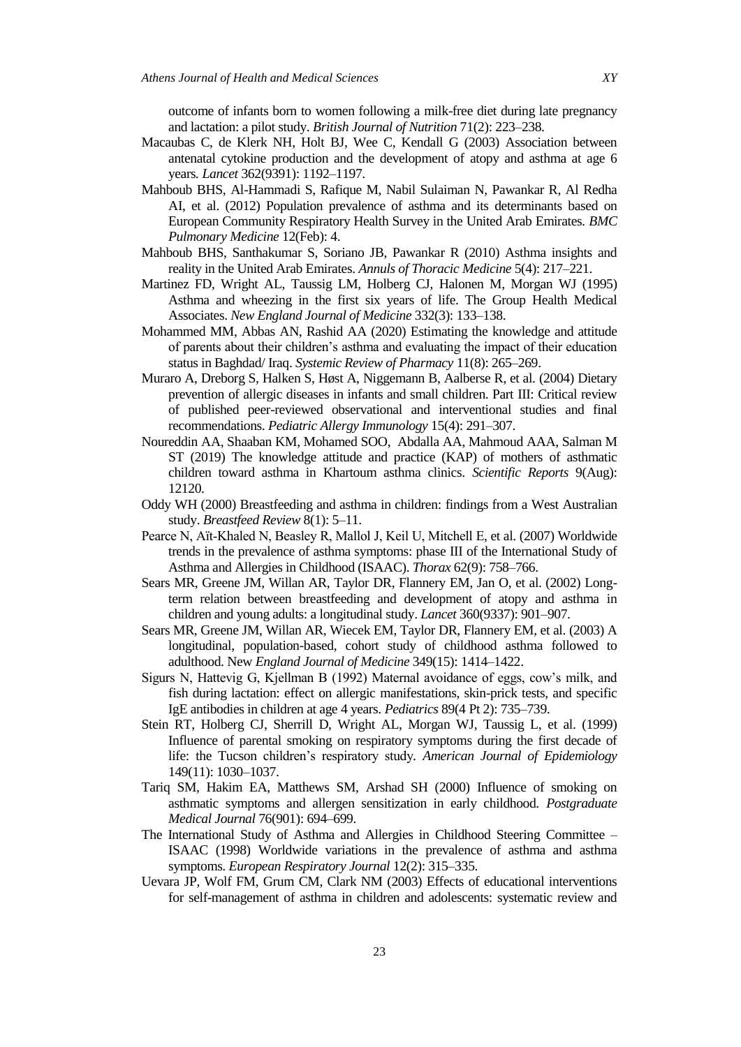outcome of infants born to women following a milk-free diet during late pregnancy and lactation: a pilot study. *British Journal of Nutrition* 71(2): 223–238.

Macaubas C, de Klerk NH, Holt BJ, Wee C, Kendall G (2003) Association between antenatal cytokine production and the development of atopy and asthma at age 6 years. *Lancet* 362(9391): 1192–1197.

Mahboub BHS, Al-Hammadi S, Rafique M, Nabil Sulaiman N, Pawankar R, Al Redha AI, et al. (2012) Population prevalence of asthma and its determinants based on European Community Respiratory Health Survey in the United Arab Emirates. *BMC Pulmonary Medicine* 12(Feb): 4.

Mahboub BHS, Santhakumar S, Soriano JB, Pawankar R (2010) Asthma insights and reality in the United Arab Emirates. *Annuls of Thoracic Medicine* 5(4): 217–221.

Martinez FD, Wright AL, Taussig LM, Holberg CJ, Halonen M, Morgan WJ (1995) Asthma and wheezing in the first six years of life. The Group Health Medical Associates. *New England Journal of Medicine* 332(3): 133–138.

Mohammed MM, Abbas AN, Rashid AA (2020) Estimating the knowledge and attitude of parents about their children's asthma and evaluating the impact of their education status in Baghdad/ Iraq. *Systemic Review of Pharmacy* 11(8): 265–269.

Muraro A, Dreborg S, Halken S, Høst A, Niggemann B, Aalberse R, et al. (2004) Dietary prevention of allergic diseases in infants and small children. Part III: Critical review of published peer-reviewed observational and interventional studies and final recommendations. *Pediatric Allergy Immunology* 15(4): 291–307.

Noureddin AA, Shaaban KM, Mohamed SOO, Abdalla AA, Mahmoud AAA, Salman M ST (2019) The knowledge attitude and practice (KAP) of mothers of asthmatic children toward asthma in Khartoum asthma clinics. *Scientific Reports* 9(Aug): 12120.

Oddy WH (2000) Breastfeeding and asthma in children: findings from a West Australian study. *Breastfeed Review* 8(1): 5–11.

Pearce N, Aït-Khaled N, Beasley R, Mallol J, Keil U, Mitchell E, et al. (2007) Worldwide trends in the prevalence of asthma symptoms: phase III of the International Study of Asthma and Allergies in Childhood (ISAAC). *Thorax* 62(9): 758–766.

Sears MR, Greene JM, Willan AR, Taylor DR, Flannery EM, Jan O, et al. (2002) Long-term relation between breastfeeding and development of atopy and asthma in children and young adults: a longitudinal study. *Lancet* 360(9337): 901–907.

Sears MR, Greene JM, Willan AR, Wiecek EM, Taylor DR, Flannery EM, et al. (2003) A longitudinal, population-based, cohort study of childhood asthma followed to adulthood. New *England Journal of Medicine* 349(15): 1414–1422.

Sigurs N, Hattevig G, Kjellman B (1992) Maternal avoidance of eggs, cow's milk, and fish during lactation: effect on allergic manifestations, skin-prick tests, and specific IgE antibodies in children at age 4 years. *Pediatrics* 89(4 Pt 2): 735–739.

Stein RT, Holberg CJ, Sherrill D, Wright AL, Morgan WJ, Taussig L, et al. (1999) Influence of parental smoking on respiratory symptoms during the first decade of life: the Tucson children's respiratory study. *American Journal of Epidemiology* 149(11): 1030–1037.

Tariq SM, Hakim EA, Matthews SM, Arshad SH (2000) Influence of smoking on asthmatic symptoms and allergen sensitization in early childhood. *Postgraduate Medical Journal* 76(901): 694–699.

The International Study of Asthma and Allergies in Childhood Steering Committee – ISAAC (1998) Worldwide variations in the prevalence of asthma and asthma symptoms. *European Respiratory Journal* 12(2): 315–335.

Uevara JP, Wolf FM, Grum CM, Clark NM (2003) Effects of educational interventions for self-management of asthma in children and adolescents: systematic review and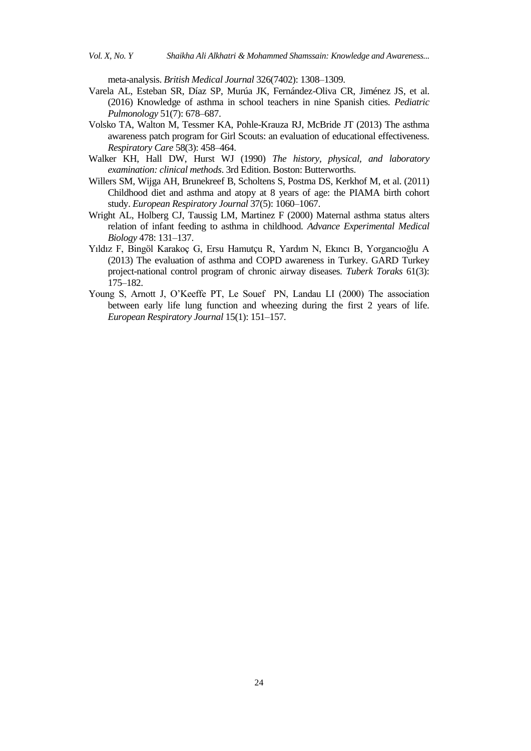meta-analysis. *British Medical Journal* 326(7402): 1308–1309.

Varela AL, Esteban SR, Díaz SP, Murúa JK, Fernández-Oliva CR, Jiménez JS, et al. (2016) Knowledge of asthma in school teachers in nine Spanish cities. *Pediatric Pulmonology* 51(7): 678–687.

Volsko TA, Walton M, Tessmer KA, Pohle-Krauza RJ, McBride JT (2013) The asthma awareness patch program for Girl Scouts: an evaluation of educational effectiveness. *Respiratory Care* 58(3): 458–464.

Walker KH, Hall DW, Hurst WJ (1990) *The history, physical, and laboratory examination: clinical methods*. 3rd Edition. Boston: Butterworths.

Willers SM, Wijga AH, Brunekreef B, Scholtens S, Postma DS, Kerkhof M, et al. (2011) Childhood diet and asthma and atopy at 8 years of age: the PIAMA birth cohort study. *European Respiratory Journal* 37(5): 1060–1067.

Wright AL, Holberg CJ, Taussig LM, Martinez F (2000) Maternal asthma status alters relation of infant feeding to asthma in childhood. *Advance Experimental Medical Biology* 478: 131–137.

Yıldız F, Bingöl Karakoç G, Ersu Hamutçu R, Yardım N, Ekıncı B, Yorgancıoğlu A (2013) The evaluation of asthma and COPD awareness in Turkey. GARD Turkey project-national control program of chronic airway diseases. *Tuberk Toraks* 61(3): 175–182.

Young S, Arnott J, O'Keeffe PT, Le Souef PN, Landau LI (2000) The association between early life lung function and wheezing during the first 2 years of life. *European Respiratory Journal* 15(1): 151–157.